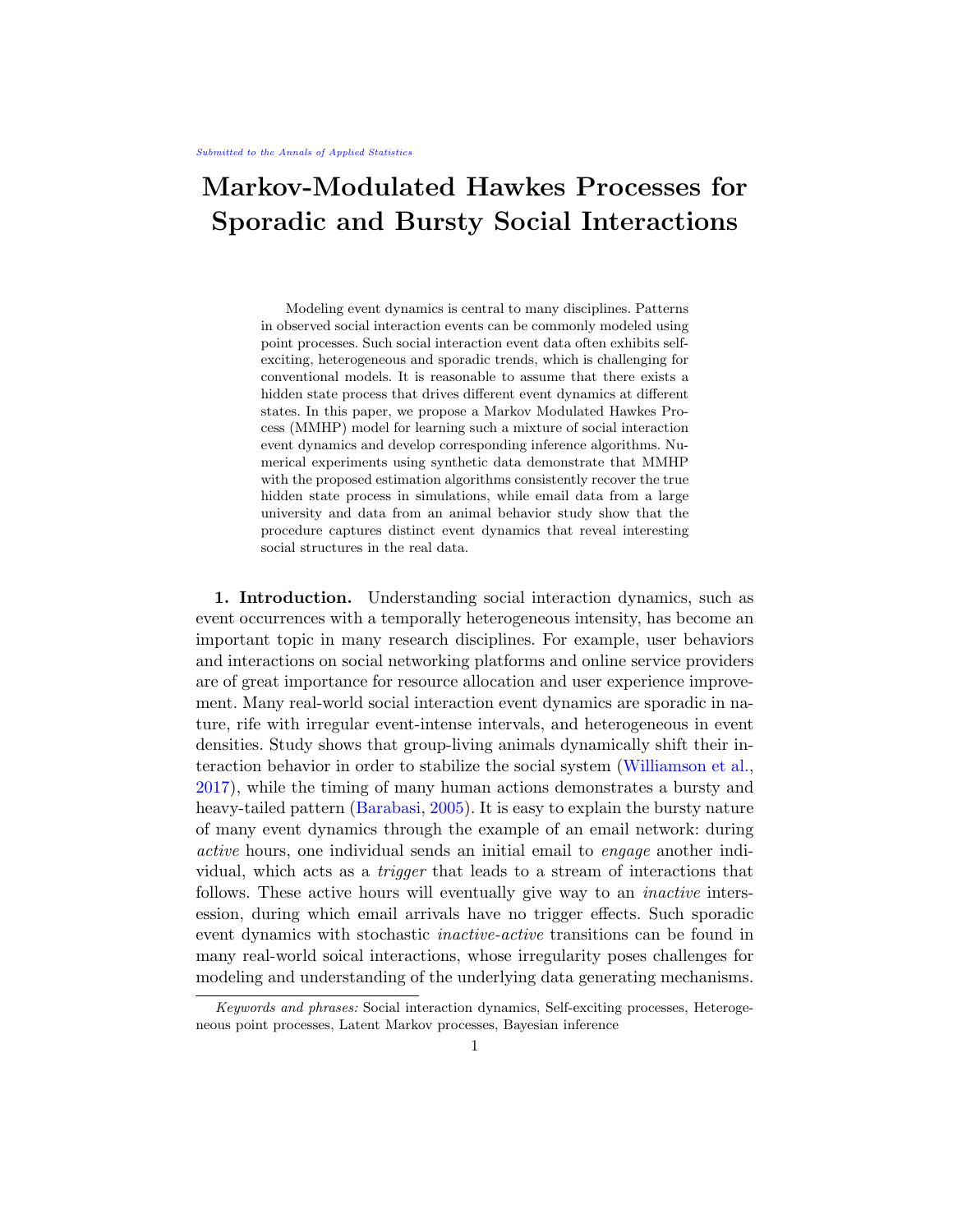# Markov-Modulated Hawkes Processes for Sporadic and Bursty Social Interactions

Modeling event dynamics is central to many disciplines. Patterns in observed social interaction events can be commonly modeled using point processes. Such social interaction event data often exhibits self-exciting, heterogeneous and sporadic trends, which is challenging for conventional models. It is reasonable to assume that there exists a hidden state process that drives different event dynamics at different states. In this paper, we propose a Markov Modulated Hawkes Process (MMHP) model for learning such a mixture of social interaction event dynamics and develop corresponding inference algorithms. Numerical experiments using synthetic data demonstrate that MMHP with the proposed estimation algorithms consistently recover the true hidden state process in simulations, while email data from a large university and data from an animal behavior study show that the procedure captures distinct event dynamics that reveal interesting social structures in the real data.

**1. Introduction.** Understanding social interaction dynamics, such as event occurrences with a temporally heterogeneous intensity, has become an important topic in many research disciplines. For example, user behaviors and interactions on social networking platforms and online service providers are of great importance for resource allocation and user experience improvement. Many real-world social interaction event dynamics are sporadic in nature, rife with irregular event-intense intervals, and heterogeneous in event densities. Study shows that group-living animals dynamically shift their interaction behavior in order to stabilize the social system (Williamson et al., 2017), while the timing of many human actions demonstrates a bursty and heavy-tailed pattern (Barabasi, 2005). It is easy to explain the bursty nature of many event dynamics through the example of an email network: during *active* hours, one individual sends an initial email to *engage* another individual, which acts as a *trigger* that leads to a stream of interactions that follows. These active hours will eventually give way to an *inactive* intersession, during which email arrivals have no trigger effects. Such sporadic event dynamics with stochastic *inactive-active* transitions can be found in many real-world soical interactions, whose irregularity poses challenges for modeling and understanding of the underlying data generating mechanisms.

*Keywords and phrases:* Social interaction dynamics, Self-exciting processes, Heterogeneous point processes, Latent Markov processes, Bayesian inference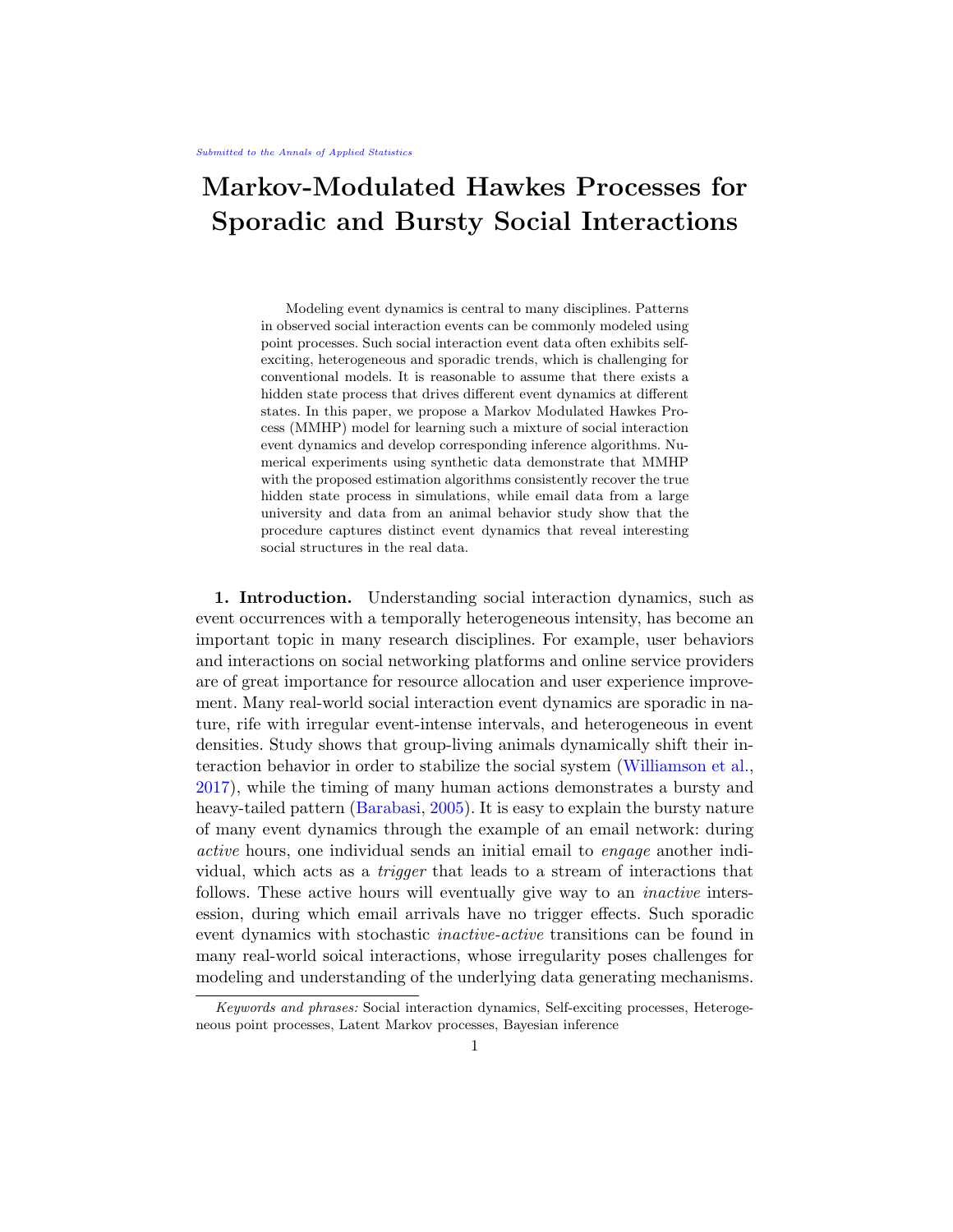Submitted to the Annals of Applied Statistics

# Markov-Modulated Hawkes Processes for Sporadic and Bursty Social Interactions

Modeling event dynamics is central to many disciplines. Patterns in observed social interaction events can be commonly modeled using point processes. Such social interaction event data often exhibits self-exciting, heterogeneous and sporadic trends, which is challenging for conventional models. It is reasonable to assume that there exists a hidden state process that drives different event dynamics at different states. In this paper, we propose a Markov Modulated Hawkes Process (MMHP) model for learning such a mixture of social interaction event dynamics and develop corresponding inference algorithms. Numerical experiments using synthetic data demonstrate that MMHP with the proposed estimation algorithms consistently recover the true hidden state process in simulations, while email data from a large university and data from an animal behavior study show that the procedure captures distinct event dynamics that reveal interesting social structures in the real data.

**1. Introduction.** Understanding social interaction dynamics, such as event occurrences with a temporally heterogeneous intensity, has become an important topic in many research disciplines. For example, user behaviors and interactions on social networking platforms and online service providers are of great importance for resource allocation and user experience improvement. Many real-world social interaction event dynamics are sporadic in nature, rife with irregular event-intense intervals, and heterogeneous in event densities. Study shows that group-living animals dynamically shift their interaction behavior in order to stabilize the social system (Williamson et al., 2017), while the timing of many human actions demonstrates a bursty and heavy-tailed pattern (Barabasi, 2005). It is easy to explain the bursty nature of many event dynamics through the example of an email network: during *active* hours, one individual sends an initial email to *engage* another individual, which acts as a *trigger* that leads to a stream of interactions that follows. These active hours will eventually give way to an *inactive* intersession, during which email arrivals have no trigger effects. Such sporadic event dynamics with stochastic *inactive-active* transitions can be found in many real-world soical interactions, whose irregularity poses challenges for modeling and understanding of the underlying data generating mechanisms.

*Keywords and phrases:* Social interaction dynamics, Self-exciting processes, Heterogeneous point processes, Latent Markov processes, Bayesian inference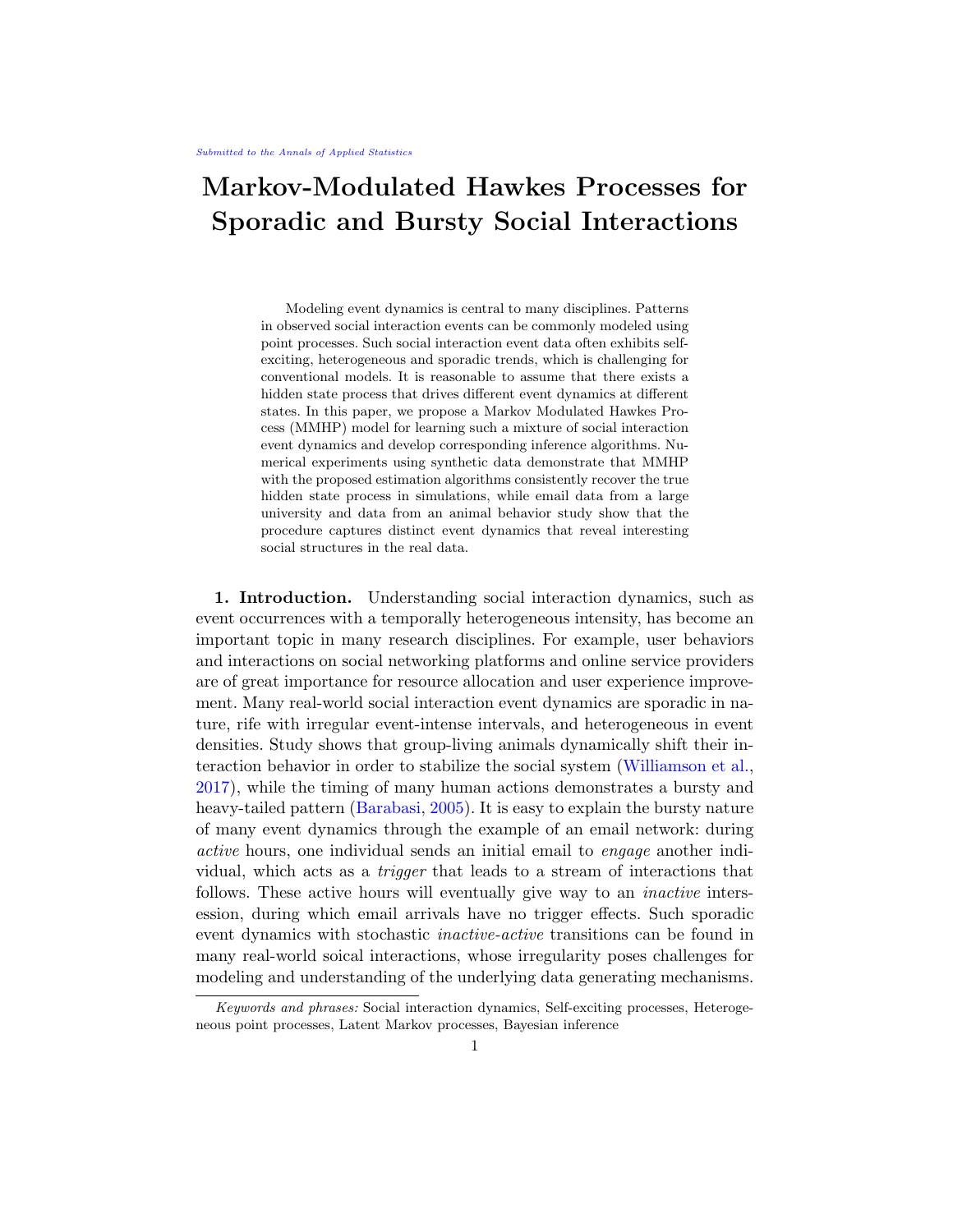# Markov-Modulated Hawkes Processes for Sporadic and Bursty Social Interactions

Modeling event dynamics is central to many disciplines. Patterns in observed social interaction events can be commonly modeled using point processes. Such social interaction event data often exhibits self-exciting, heterogeneous and sporadic trends, which is challenging for conventional models. It is reasonable to assume that there exists a hidden state process that drives different event dynamics at different states. In this paper, we propose a Markov Modulated Hawkes Process (MMHP) model for learning such a mixture of social interaction event dynamics and develop corresponding inference algorithms. Numerical experiments using synthetic data demonstrate that MMHP with the proposed estimation algorithms consistently recover the true hidden state process in simulations, while email data from a large university and data from an animal behavior study show that the procedure captures distinct event dynamics that reveal interesting social structures in the real data.

**1. Introduction.** Understanding social interaction dynamics, such as event occurrences with a temporally heterogeneous intensity, has become an important topic in many research disciplines. For example, user behaviors and interactions on social networking platforms and online service providers are of great importance for resource allocation and user experience improvement. Many real-world social interaction event dynamics are sporadic in nature, rife with irregular event-intense intervals, and heterogeneous in event densities. Study shows that group-living animals dynamically shift their interaction behavior in order to stabilize the social system (Williamson et al., 2017), while the timing of many human actions demonstrates a bursty and heavy-tailed pattern (Barabasi, 2005). It is easy to explain the bursty nature of many event dynamics through the example of an email network: during *active* hours, one individual sends an initial email to *engage* another individual, which acts as a *trigger* that leads to a stream of interactions that follows. These active hours will eventually give way to an *inactive* intersession, during which email arrivals have no trigger effects. Such sporadic event dynamics with stochastic *inactive-active* transitions can be found in many real-world soical interactions, whose irregularity poses challenges for modeling and understanding of the underlying data generating mechanisms.

*Keywords and phrases:* Social interaction dynamics, Self-exciting processes, Heterogeneous point processes, Latent Markov processes, Bayesian inference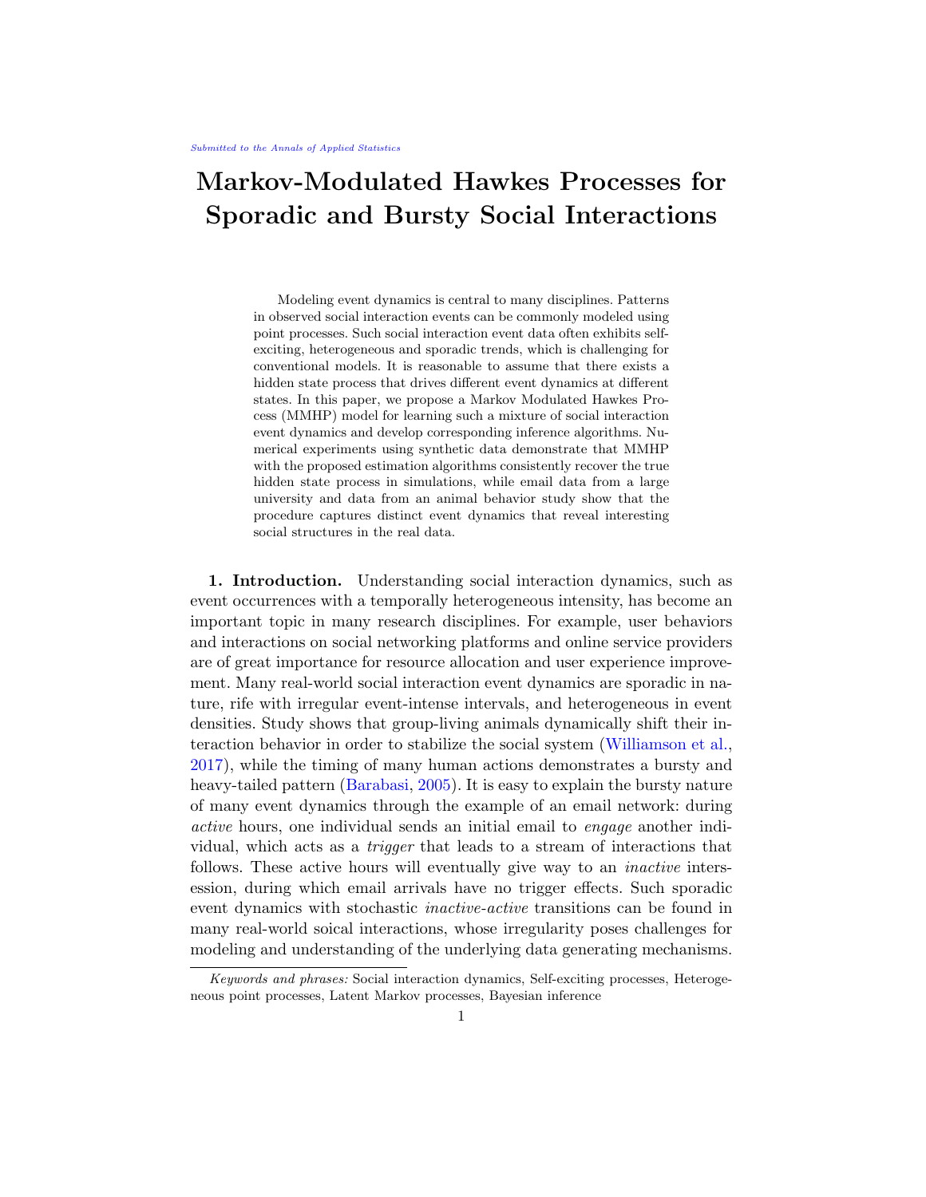Submitted to the Annals of Applied Statistics

# Markov-Modulated Hawkes Processes for Sporadic and Bursty Social Interactions

Modeling event dynamics is central to many disciplines. Patterns in observed social interaction events can be commonly modeled using point processes. Such social interaction event data often exhibits self-exciting, heterogeneous and sporadic trends, which is challenging for conventional models. It is reasonable to assume that there exists a hidden state process that drives different event dynamics at different states. In this paper, we propose a Markov Modulated Hawkes Process (MMHP) model for learning such a mixture of social interaction event dynamics and develop corresponding inference algorithms. Numerical experiments using synthetic data demonstrate that MMHP with the proposed estimation algorithms consistently recover the true hidden state process in simulations, while email data from a large university and data from an animal behavior study show that the procedure captures distinct event dynamics that reveal interesting social structures in the real data.

**1. Introduction.** Understanding social interaction dynamics, such as event occurrences with a temporally heterogeneous intensity, has become an important topic in many research disciplines. For example, user behaviors and interactions on social networking platforms and online service providers are of great importance for resource allocation and user experience improvement. Many real-world social interaction event dynamics are sporadic in nature, rife with irregular event-intense intervals, and heterogeneous in event densities. Study shows that group-living animals dynamically shift their interaction behavior in order to stabilize the social system (Williamson et al., 2017), while the timing of many human actions demonstrates a bursty and heavy-tailed pattern (Barabasi, 2005). It is easy to explain the bursty nature of many event dynamics through the example of an email network: during *active* hours, one individual sends an initial email to *engage* another individual, which acts as a *trigger* that leads to a stream of interactions that follows. These active hours will eventually give way to an *inactive* intersession, during which email arrivals have no trigger effects. Such sporadic event dynamics with stochastic *inactive-active* transitions can be found in many real-world soical interactions, whose irregularity poses challenges for modeling and understanding of the underlying data generating mechanisms.

*Keywords and phrases:* Social interaction dynamics, Self-exciting processes, Heterogeneous point processes, Latent Markov processes, Bayesian inference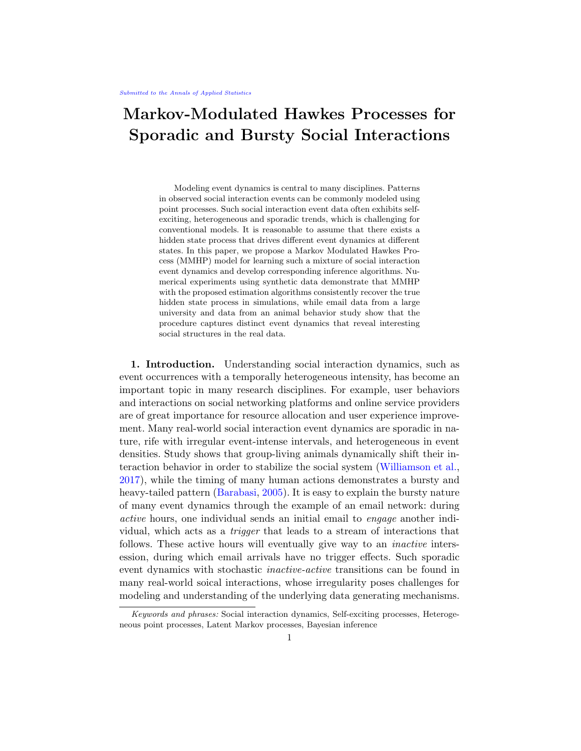*Submitted to the Annals of Applied Statistics*

# Markov-Modulated Hawkes Processes for Sporadic and Bursty Social Interactions

Modeling event dynamics is central to many disciplines. Patterns in observed social interaction events can be commonly modeled using point processes. Such social interaction event data often exhibits self-exciting, heterogeneous and sporadic trends, which is challenging for conventional models. It is reasonable to assume that there exists a hidden state process that drives different event dynamics at different states. In this paper, we propose a Markov Modulated Hawkes Process (MMHP) model for learning such a mixture of social interaction event dynamics and develop corresponding inference algorithms. Numerical experiments using synthetic data demonstrate that MMHP with the proposed estimation algorithms consistently recover the true hidden state process in simulations, while email data from a large university and data from an animal behavior study show that the procedure captures distinct event dynamics that reveal interesting social structures in the real data.

**1. Introduction.** Understanding social interaction dynamics, such as event occurrences with a temporally heterogeneous intensity, has become an important topic in many research disciplines. For example, user behaviors and interactions on social networking platforms and online service providers are of great importance for resource allocation and user experience improvement. Many real-world social interaction event dynamics are sporadic in nature, rife with irregular event-intense intervals, and heterogeneous in event densities. Study shows that group-living animals dynamically shift their interaction behavior in order to stabilize the social system (Williamson et al., 2017), while the timing of many human actions demonstrates a bursty and heavy-tailed pattern (Barabasi, 2005). It is easy to explain the bursty nature of many event dynamics through the example of an email network: during *active* hours, one individual sends an initial email to *engage* another individual, which acts as a *trigger* that leads to a stream of interactions that follows. These active hours will eventually give way to an *inactive* intersession, during which email arrivals have no trigger effects. Such sporadic event dynamics with stochastic *inactive-active* transitions can be found in many real-world soical interactions, whose irregularity poses challenges for modeling and understanding of the underlying data generating mechanisms.

*Keywords and phrases:* Social interaction dynamics, Self-exciting processes, Heterogeneous point processes, Latent Markov processes, Bayesian inference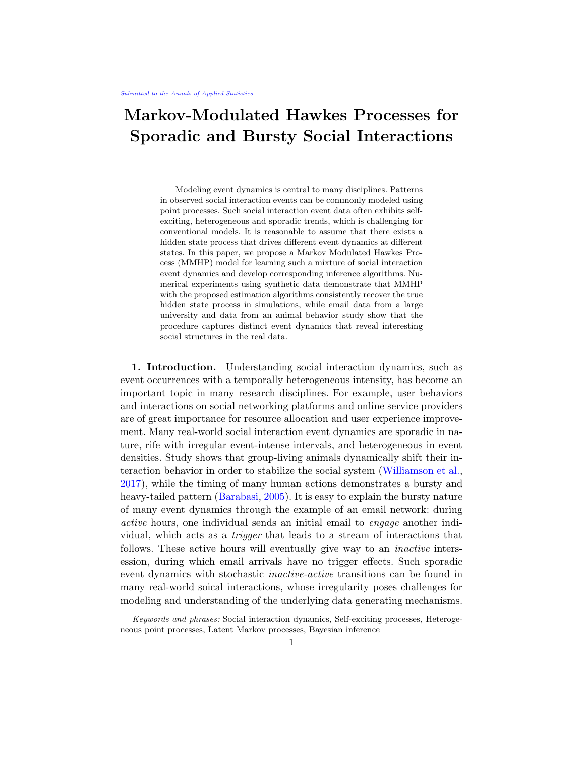# Markov-Modulated Hawkes Processes for Sporadic and Bursty Social Interactions

Modeling event dynamics is central to many disciplines. Patterns in observed social interaction events can be commonly modeled using point processes. Such social interaction event data often exhibits self-exciting, heterogeneous and sporadic trends, which is challenging for conventional models. It is reasonable to assume that there exists a hidden state process that drives different event dynamics at different states. In this paper, we propose a Markov Modulated Hawkes Process (MMHP) model for learning such a mixture of social interaction event dynamics and develop corresponding inference algorithms. Numerical experiments using synthetic data demonstrate that MMHP with the proposed estimation algorithms consistently recover the true hidden state process in simulations, while email data from a large university and data from an animal behavior study show that the procedure captures distinct event dynamics that reveal interesting social structures in the real data.

**1. Introduction.** Understanding social interaction dynamics, such as event occurrences with a temporally heterogeneous intensity, has become an important topic in many research disciplines. For example, user behaviors and interactions on social networking platforms and online service providers are of great importance for resource allocation and user experience improvement. Many real-world social interaction event dynamics are sporadic in nature, rife with irregular event-intense intervals, and heterogeneous in event densities. Study shows that group-living animals dynamically shift their interaction behavior in order to stabilize the social system (Williamson et al., 2017), while the timing of many human actions demonstrates a bursty and heavy-tailed pattern (Barabasi, 2005). It is easy to explain the bursty nature of many event dynamics through the example of an email network: during *active* hours, one individual sends an initial email to *engage* another individual, which acts as a *trigger* that leads to a stream of interactions that follows. These active hours will eventually give way to an *inactive* intersession, during which email arrivals have no trigger effects. Such sporadic event dynamics with stochastic *inactive-active* transitions can be found in many real-world soical interactions, whose irregularity poses challenges for modeling and understanding of the underlying data generating mechanisms.

*Keywords and phrases:* Social interaction dynamics, Self-exciting processes, Heterogeneous point processes, Latent Markov processes, Bayesian inference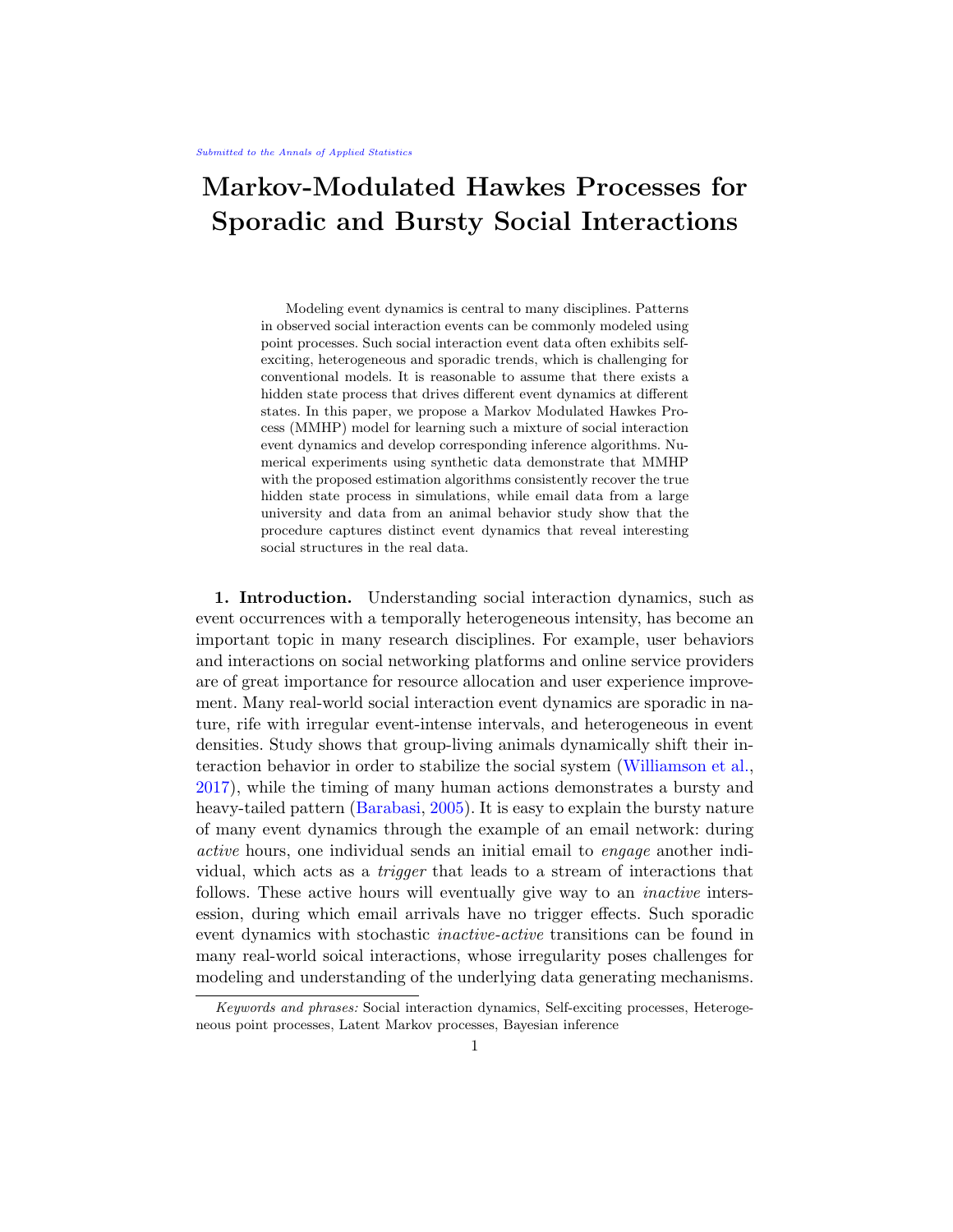Submitted to the Annals of Applied Statistics

# Markov-Modulated Hawkes Processes for Sporadic and Bursty Social Interactions

Modeling event dynamics is central to many disciplines. Patterns in observed social interaction events can be commonly modeled using point processes. Such social interaction event data often exhibits self-exciting, heterogeneous and sporadic trends, which is challenging for conventional models. It is reasonable to assume that there exists a hidden state process that drives different event dynamics at different states. In this paper, we propose a Markov Modulated Hawkes Process (MMHP) model for learning such a mixture of social interaction event dynamics and develop corresponding inference algorithms. Numerical experiments using synthetic data demonstrate that MMHP with the proposed estimation algorithms consistently recover the true hidden state process in simulations, while email data from a large university and data from an animal behavior study show that the procedure captures distinct event dynamics that reveal interesting social structures in the real data.

**1. Introduction.** Understanding social interaction dynamics, such as event occurrences with a temporally heterogeneous intensity, has become an important topic in many research disciplines. For example, user behaviors and interactions on social networking platforms and online service providers are of great importance for resource allocation and user experience improvement. Many real-world social interaction event dynamics are sporadic in nature, rife with irregular event-intense intervals, and heterogeneous in event densities. Study shows that group-living animals dynamically shift their interaction behavior in order to stabilize the social system (Williamson et al., 2017), while the timing of many human actions demonstrates a bursty and heavy-tailed pattern (Barabasi, 2005). It is easy to explain the bursty nature of many event dynamics through the example of an email network: during *active* hours, one individual sends an initial email to *engage* another individual, which acts as a *trigger* that leads to a stream of interactions that follows. These active hours will eventually give way to an *inactive* intersession, during which email arrivals have no trigger effects. Such sporadic event dynamics with stochastic *inactive-active* transitions can be found in many real-world soical interactions, whose irregularity poses challenges for modeling and understanding of the underlying data generating mechanisms.

*Keywords and phrases:* Social interaction dynamics, Self-exciting processes, Heterogeneous point processes, Latent Markov processes, Bayesian inference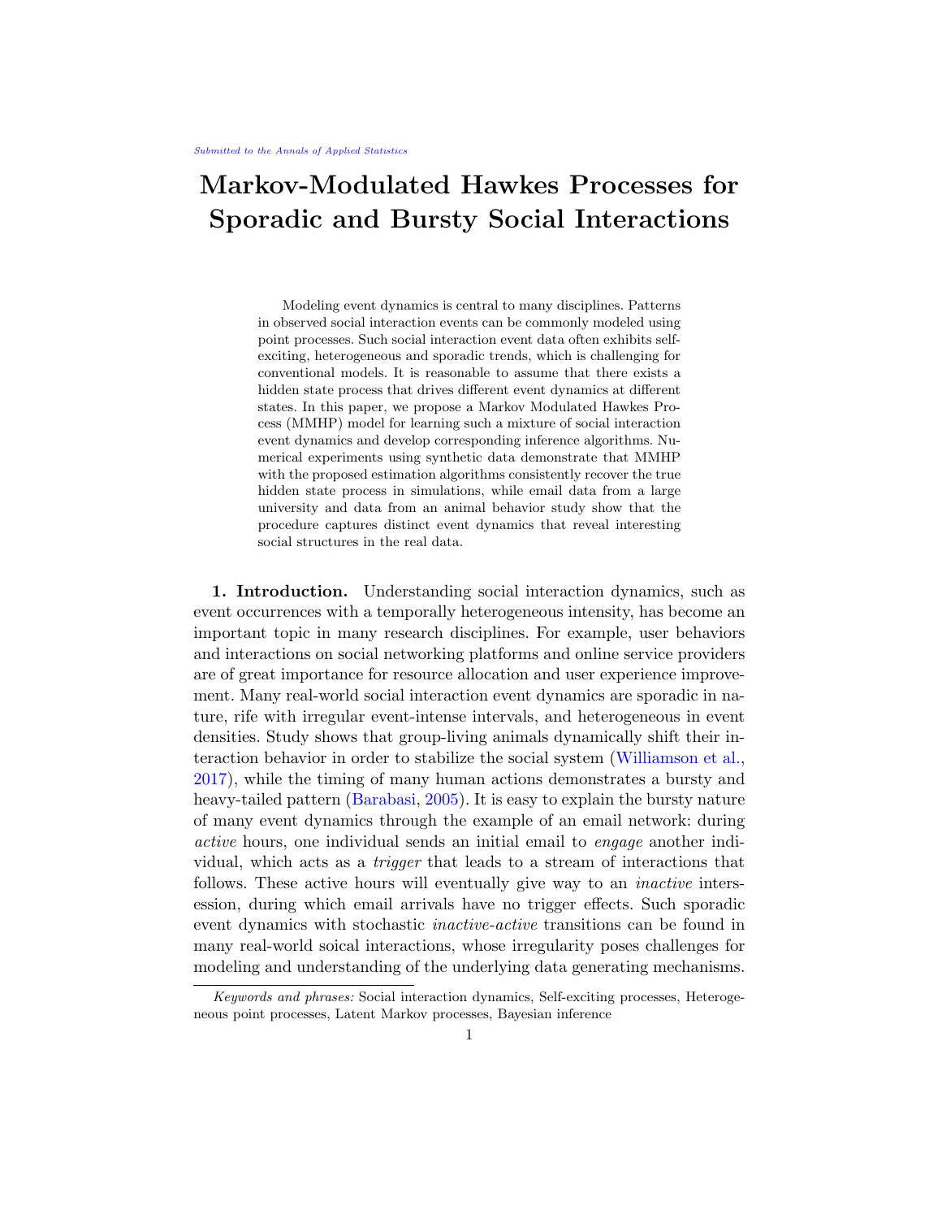Submitted to the Annals of Applied Statistics

# Markov-Modulated Hawkes Processes for Sporadic and Bursty Social Interactions

Modeling event dynamics is central to many disciplines. Patterns in observed social interaction events can be commonly modeled using point processes. Such social interaction event data often exhibits self-exciting, heterogeneous and sporadic trends, which is challenging for conventional models. It is reasonable to assume that there exists a hidden state process that drives different event dynamics at different states. In this paper, we propose a Markov Modulated Hawkes Process (MMHP) model for learning such a mixture of social interaction event dynamics and develop corresponding inference algorithms. Numerical experiments using synthetic data demonstrate that MMHP with the proposed estimation algorithms consistently recover the true hidden state process in simulations, while email data from a large university and data from an animal behavior study show that the procedure captures distinct event dynamics that reveal interesting social structures in the real data.

**1. Introduction.** Understanding social interaction dynamics, such as event occurrences with a temporally heterogeneous intensity, has become an important topic in many research disciplines. For example, user behaviors and interactions on social networking platforms and online service providers are of great importance for resource allocation and user experience improvement. Many real-world social interaction event dynamics are sporadic in nature, rife with irregular event-intense intervals, and heterogeneous in event densities. Study shows that group-living animals dynamically shift their interaction behavior in order to stabilize the social system (Williamson et al., 2017), while the timing of many human actions demonstrates a bursty and heavy-tailed pattern (Barabasi, 2005). It is easy to explain the bursty nature of many event dynamics through the example of an email network: during *active* hours, one individual sends an initial email to *engage* another individual, which acts as a *trigger* that leads to a stream of interactions that follows. These active hours will eventually give way to an *inactive* intersession, during which email arrivals have no trigger effects. Such sporadic event dynamics with stochastic *inactive-active* transitions can be found in many real-world soical interactions, whose irregularity poses challenges for modeling and understanding of the underlying data generating mechanisms.

---

*Keywords and phrases:* Social interaction dynamics, Self-exciting processes, Heterogeneous point processes, Latent Markov processes, Bayesian inference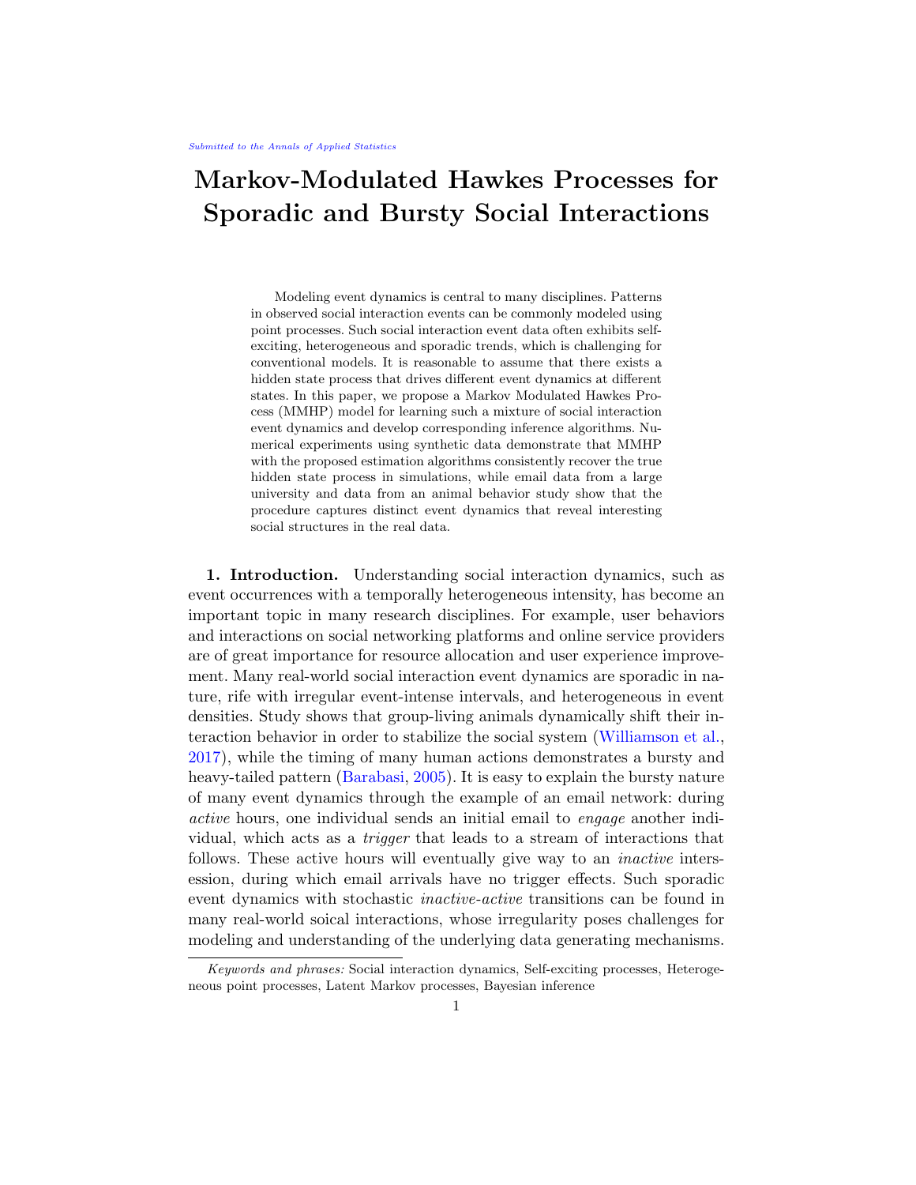Submitted to the Annals of Applied Statistics

# Markov-Modulated Hawkes Processes for Sporadic and Bursty Social Interactions

Modeling event dynamics is central to many disciplines. Patterns in observed social interaction events can be commonly modeled using point processes. Such social interaction event data often exhibits self-exciting, heterogeneous and sporadic trends, which is challenging for conventional models. It is reasonable to assume that there exists a hidden state process that drives different event dynamics at different states. In this paper, we propose a Markov Modulated Hawkes Process (MMHP) model for learning such a mixture of social interaction event dynamics and develop corresponding inference algorithms. Numerical experiments using synthetic data demonstrate that MMHP with the proposed estimation algorithms consistently recover the true hidden state process in simulations, while email data from a large university and data from an animal behavior study show that the procedure captures distinct event dynamics that reveal interesting social structures in the real data.

**1. Introduction.** Understanding social interaction dynamics, such as event occurrences with a temporally heterogeneous intensity, has become an important topic in many research disciplines. For example, user behaviors and interactions on social networking platforms and online service providers are of great importance for resource allocation and user experience improvement. Many real-world social interaction event dynamics are sporadic in nature, rife with irregular event-intense intervals, and heterogeneous in event densities. Study shows that group-living animals dynamically shift their interaction behavior in order to stabilize the social system (Williamson et al., 2017), while the timing of many human actions demonstrates a bursty and heavy-tailed pattern (Barabasi, 2005). It is easy to explain the bursty nature of many event dynamics through the example of an email network: during *active* hours, one individual sends an initial email to *engage* another individual, which acts as a *trigger* that leads to a stream of interactions that follows. These active hours will eventually give way to an *inactive* intersession, during which email arrivals have no trigger effects. Such sporadic event dynamics with stochastic *inactive-active* transitions can be found in many real-world soical interactions, whose irregularity poses challenges for modeling and understanding of the underlying data generating mechanisms.

*Keywords and phrases:* Social interaction dynamics, Self-exciting processes, Heterogeneous point processes, Latent Markov processes, Bayesian inference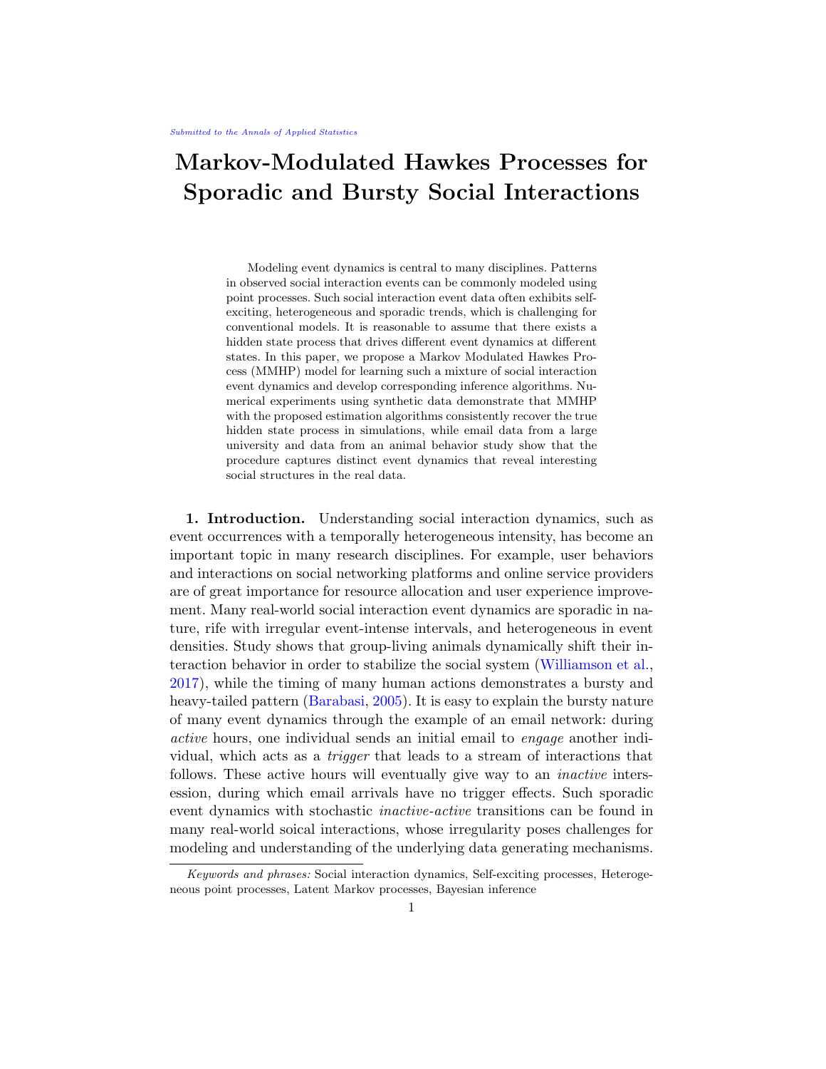# Markov-Modulated Hawkes Processes for Sporadic and Bursty Social Interactions

Modeling event dynamics is central to many disciplines. Patterns in observed social interaction events can be commonly modeled using point processes. Such social interaction event data often exhibits self-exciting, heterogeneous and sporadic trends, which is challenging for conventional models. It is reasonable to assume that there exists a hidden state process that drives different event dynamics at different states. In this paper, we propose a Markov Modulated Hawkes Process (MMHP) model for learning such a mixture of social interaction event dynamics and develop corresponding inference algorithms. Numerical experiments using synthetic data demonstrate that MMHP with the proposed estimation algorithms consistently recover the true hidden state process in simulations, while email data from a large university and data from an animal behavior study show that the procedure captures distinct event dynamics that reveal interesting social structures in the real data.

**1. Introduction.** Understanding social interaction dynamics, such as event occurrences with a temporally heterogeneous intensity, has become an important topic in many research disciplines. For example, user behaviors and interactions on social networking platforms and online service providers are of great importance for resource allocation and user experience improvement. Many real-world social interaction event dynamics are sporadic in nature, rife with irregular event-intense intervals, and heterogeneous in event densities. Study shows that group-living animals dynamically shift their interaction behavior in order to stabilize the social system (Williamson et al., 2017), while the timing of many human actions demonstrates a bursty and heavy-tailed pattern (Barabasi, 2005). It is easy to explain the bursty nature of many event dynamics through the example of an email network: during *active* hours, one individual sends an initial email to *engage* another individual, which acts as a *trigger* that leads to a stream of interactions that follows. These active hours will eventually give way to an *inactive* intersession, during which email arrivals have no trigger effects. Such sporadic event dynamics with stochastic *inactive-active* transitions can be found in many real-world soical interactions, whose irregularity poses challenges for modeling and understanding of the underlying data generating mechanisms.

*Keywords and phrases:* Social interaction dynamics, Self-exciting processes, Heterogeneous point processes, Latent Markov processes, Bayesian inference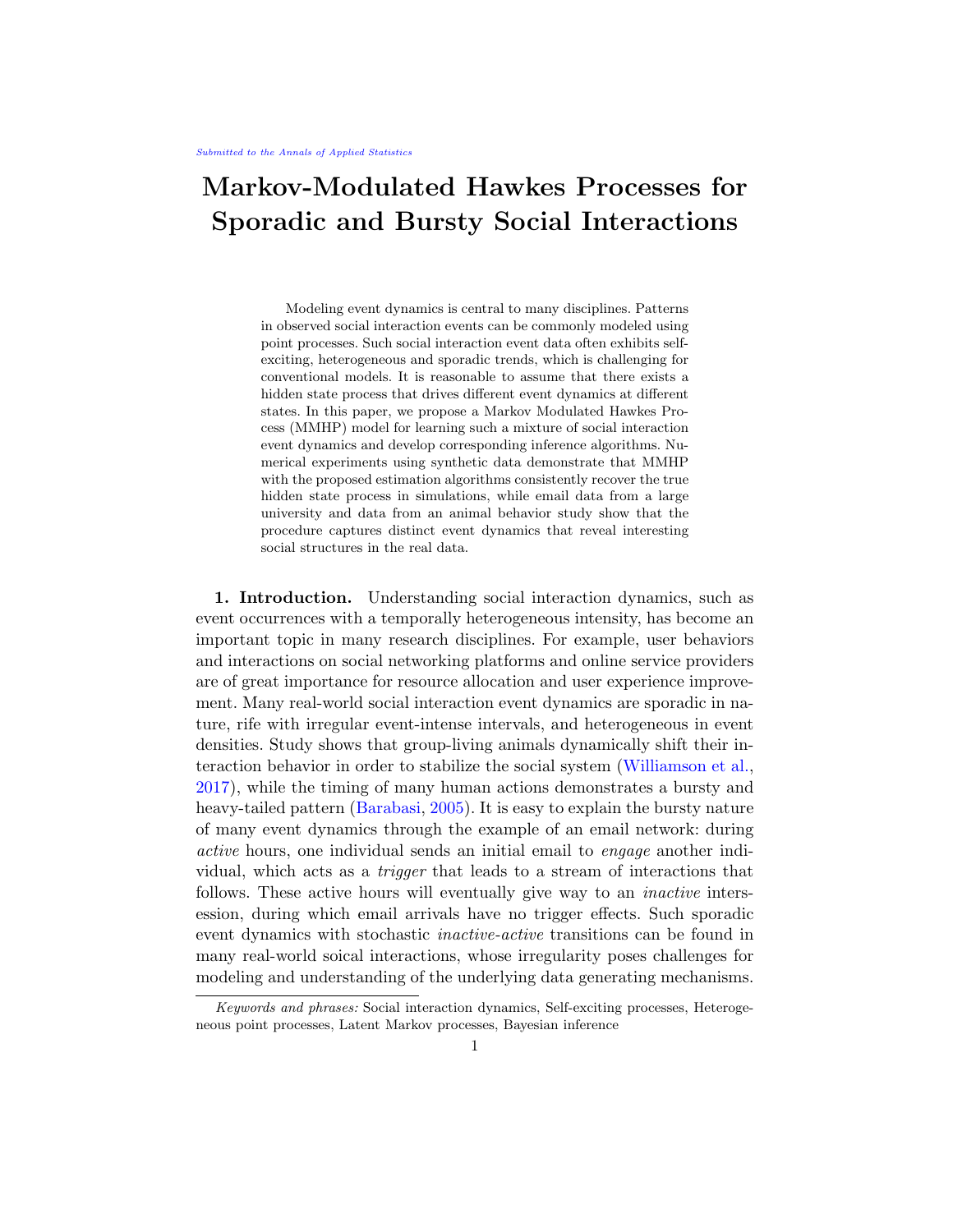# Markov-Modulated Hawkes Processes for Sporadic and Bursty Social Interactions

Modeling event dynamics is central to many disciplines. Patterns in observed social interaction events can be commonly modeled using point processes. Such social interaction event data often exhibits self-exciting, heterogeneous and sporadic trends, which is challenging for conventional models. It is reasonable to assume that there exists a hidden state process that drives different event dynamics at different states. In this paper, we propose a Markov Modulated Hawkes Process (MMHP) model for learning such a mixture of social interaction event dynamics and develop corresponding inference algorithms. Numerical experiments using synthetic data demonstrate that MMHP with the proposed estimation algorithms consistently recover the true hidden state process in simulations, while email data from a large university and data from an animal behavior study show that the procedure captures distinct event dynamics that reveal interesting social structures in the real data.

**1. Introduction.** Understanding social interaction dynamics, such as event occurrences with a temporally heterogeneous intensity, has become an important topic in many research disciplines. For example, user behaviors and interactions on social networking platforms and online service providers are of great importance for resource allocation and user experience improvement. Many real-world social interaction event dynamics are sporadic in nature, rife with irregular event-intense intervals, and heterogeneous in event densities. Study shows that group-living animals dynamically shift their interaction behavior in order to stabilize the social system (Williamson et al., 2017), while the timing of many human actions demonstrates a bursty and heavy-tailed pattern (Barabasi, 2005). It is easy to explain the bursty nature of many event dynamics through the example of an email network: during *active* hours, one individual sends an initial email to *engage* another individual, which acts as a *trigger* that leads to a stream of interactions that follows. These active hours will eventually give way to an *inactive* intersession, during which email arrivals have no trigger effects. Such sporadic event dynamics with stochastic *inactive-active* transitions can be found in many real-world soical interactions, whose irregularity poses challenges for modeling and understanding of the underlying data generating mechanisms.

*Keywords and phrases:* Social interaction dynamics, Self-exciting processes, Heterogeneous point processes, Latent Markov processes, Bayesian inference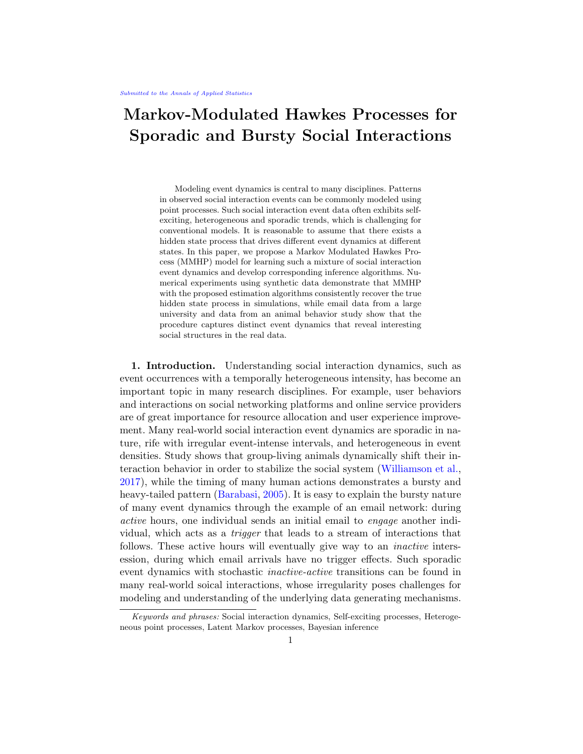# Markov-Modulated Hawkes Processes for Sporadic and Bursty Social Interactions

Modeling event dynamics is central to many disciplines. Patterns in observed social interaction events can be commonly modeled using point processes. Such social interaction event data often exhibits self-exciting, heterogeneous and sporadic trends, which is challenging for conventional models. It is reasonable to assume that there exists a hidden state process that drives different event dynamics at different states. In this paper, we propose a Markov Modulated Hawkes Process (MMHP) model for learning such a mixture of social interaction event dynamics and develop corresponding inference algorithms. Numerical experiments using synthetic data demonstrate that MMHP with the proposed estimation algorithms consistently recover the true hidden state process in simulations, while email data from a large university and data from an animal behavior study show that the procedure captures distinct event dynamics that reveal interesting social structures in the real data.

**1. Introduction.** Understanding social interaction dynamics, such as event occurrences with a temporally heterogeneous intensity, has become an important topic in many research disciplines. For example, user behaviors and interactions on social networking platforms and online service providers are of great importance for resource allocation and user experience improvement. Many real-world social interaction event dynamics are sporadic in nature, rife with irregular event-intense intervals, and heterogeneous in event densities. Study shows that group-living animals dynamically shift their interaction behavior in order to stabilize the social system (Williamson et al., 2017), while the timing of many human actions demonstrates a bursty and heavy-tailed pattern (Barabasi, 2005). It is easy to explain the bursty nature of many event dynamics through the example of an email network: during *active* hours, one individual sends an initial email to *engage* another individual, which acts as a *trigger* that leads to a stream of interactions that follows. These active hours will eventually give way to an *inactive* intersession, during which email arrivals have no trigger effects. Such sporadic event dynamics with stochastic *inactive-active* transitions can be found in many real-world soical interactions, whose irregularity poses challenges for modeling and understanding of the underlying data generating mechanisms.

---

*Keywords and phrases:* Social interaction dynamics, Self-exciting processes, Heterogeneous point processes, Latent Markov processes, Bayesian inference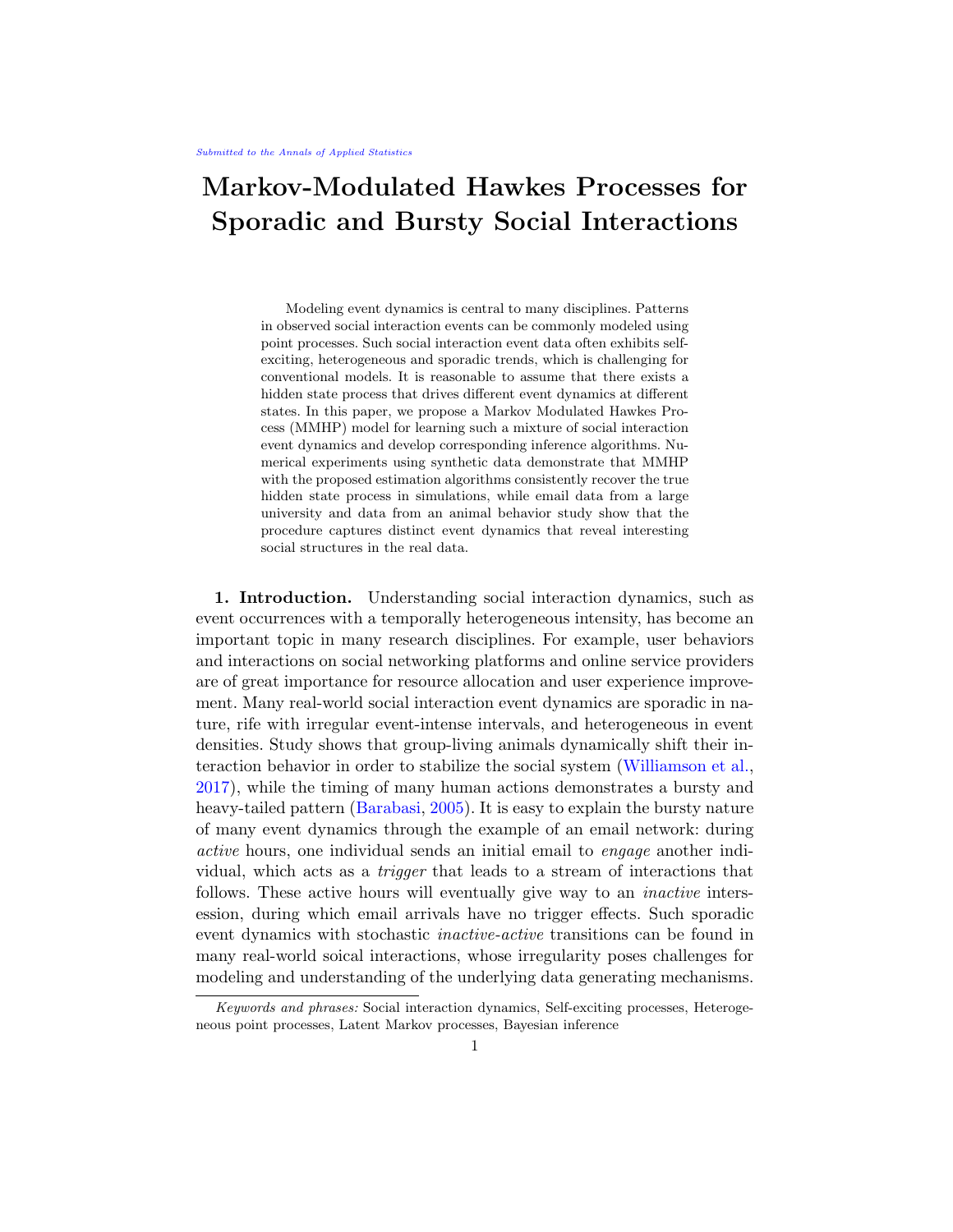# Markov-Modulated Hawkes Processes for Sporadic and Bursty Social Interactions

Modeling event dynamics is central to many disciplines. Patterns in observed social interaction events can be commonly modeled using point processes. Such social interaction event data often exhibits self-exciting, heterogeneous and sporadic trends, which is challenging for conventional models. It is reasonable to assume that there exists a hidden state process that drives different event dynamics at different states. In this paper, we propose a Markov Modulated Hawkes Process (MMHP) model for learning such a mixture of social interaction event dynamics and develop corresponding inference algorithms. Numerical experiments using synthetic data demonstrate that MMHP with the proposed estimation algorithms consistently recover the true hidden state process in simulations, while email data from a large university and data from an animal behavior study show that the procedure captures distinct event dynamics that reveal interesting social structures in the real data.

**1. Introduction.** Understanding social interaction dynamics, such as event occurrences with a temporally heterogeneous intensity, has become an important topic in many research disciplines. For example, user behaviors and interactions on social networking platforms and online service providers are of great importance for resource allocation and user experience improvement. Many real-world social interaction event dynamics are sporadic in nature, rife with irregular event-intense intervals, and heterogeneous in event densities. Study shows that group-living animals dynamically shift their interaction behavior in order to stabilize the social system (Williamson et al., 2017), while the timing of many human actions demonstrates a bursty and heavy-tailed pattern (Barabasi, 2005). It is easy to explain the bursty nature of many event dynamics through the example of an email network: during *active* hours, one individual sends an initial email to *engage* another individual, which acts as a *trigger* that leads to a stream of interactions that follows. These active hours will eventually give way to an *inactive* intersession, during which email arrivals have no trigger effects. Such sporadic event dynamics with stochastic *inactive-active* transitions can be found in many real-world soical interactions, whose irregularity poses challenges for modeling and understanding of the underlying data generating mechanisms.

*Keywords and phrases:* Social interaction dynamics, Self-exciting processes, Heterogeneous point processes, Latent Markov processes, Bayesian inference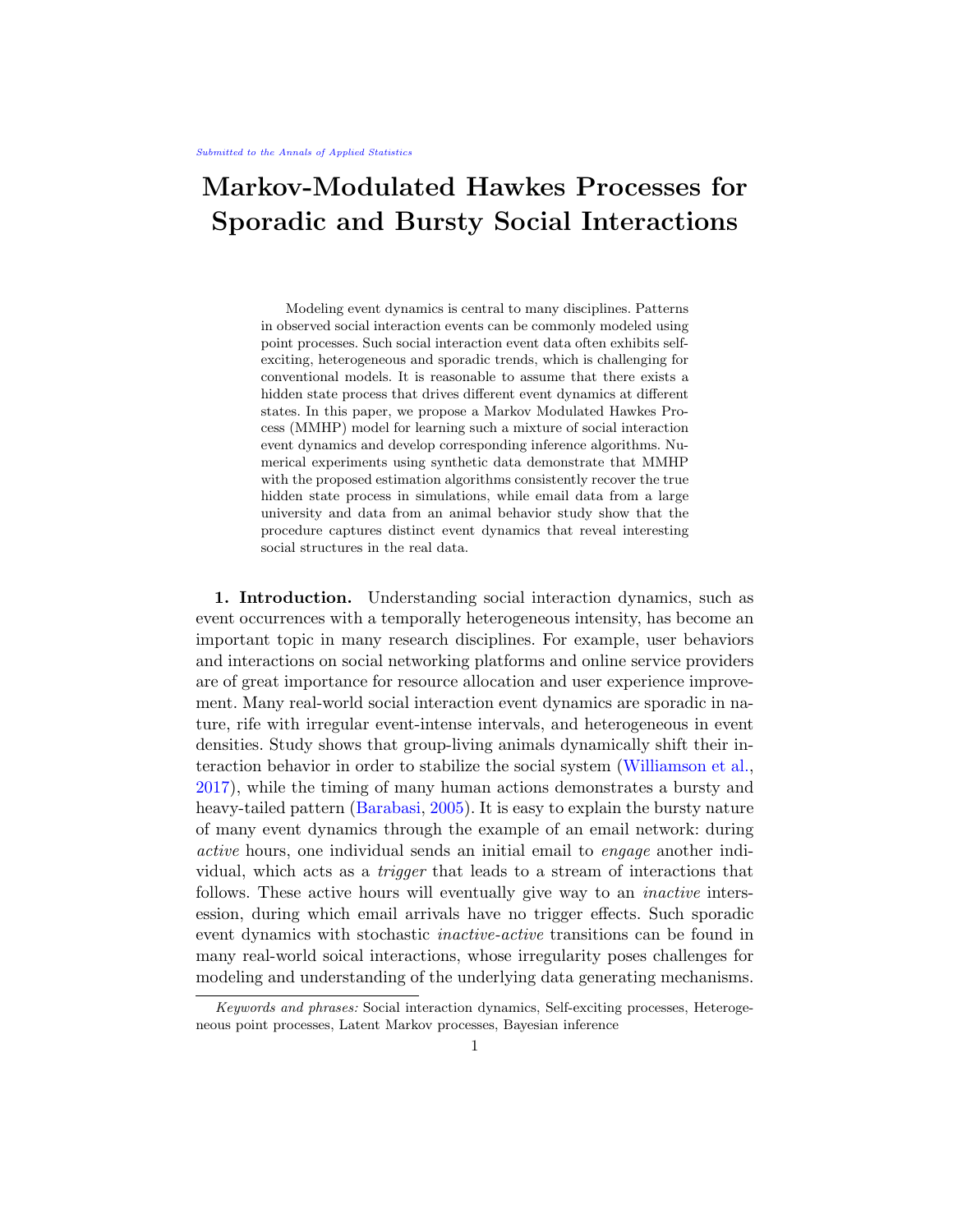# Markov-Modulated Hawkes Processes for Sporadic and Bursty Social Interactions

Modeling event dynamics is central to many disciplines. Patterns in observed social interaction events can be commonly modeled using point processes. Such social interaction event data often exhibits self-exciting, heterogeneous and sporadic trends, which is challenging for conventional models. It is reasonable to assume that there exists a hidden state process that drives different event dynamics at different states. In this paper, we propose a Markov Modulated Hawkes Process (MMHP) model for learning such a mixture of social interaction event dynamics and develop corresponding inference algorithms. Numerical experiments using synthetic data demonstrate that MMHP with the proposed estimation algorithms consistently recover the true hidden state process in simulations, while email data from a large university and data from an animal behavior study show that the procedure captures distinct event dynamics that reveal interesting social structures in the real data.

**1. Introduction.** Understanding social interaction dynamics, such as event occurrences with a temporally heterogeneous intensity, has become an important topic in many research disciplines. For example, user behaviors and interactions on social networking platforms and online service providers are of great importance for resource allocation and user experience improvement. Many real-world social interaction event dynamics are sporadic in nature, rife with irregular event-intense intervals, and heterogeneous in event densities. Study shows that group-living animals dynamically shift their interaction behavior in order to stabilize the social system (Williamson et al., 2017), while the timing of many human actions demonstrates a bursty and heavy-tailed pattern (Barabasi, 2005). It is easy to explain the bursty nature of many event dynamics through the example of an email network: during *active* hours, one individual sends an initial email to *engage* another individual, which acts as a *trigger* that leads to a stream of interactions that follows. These active hours will eventually give way to an *inactive* intersession, during which email arrivals have no trigger effects. Such sporadic event dynamics with stochastic *inactive-active* transitions can be found in many real-world soical interactions, whose irregularity poses challenges for modeling and understanding of the underlying data generating mechanisms.

*Keywords and phrases:* Social interaction dynamics, Self-exciting processes, Heterogeneous point processes, Latent Markov processes, Bayesian inference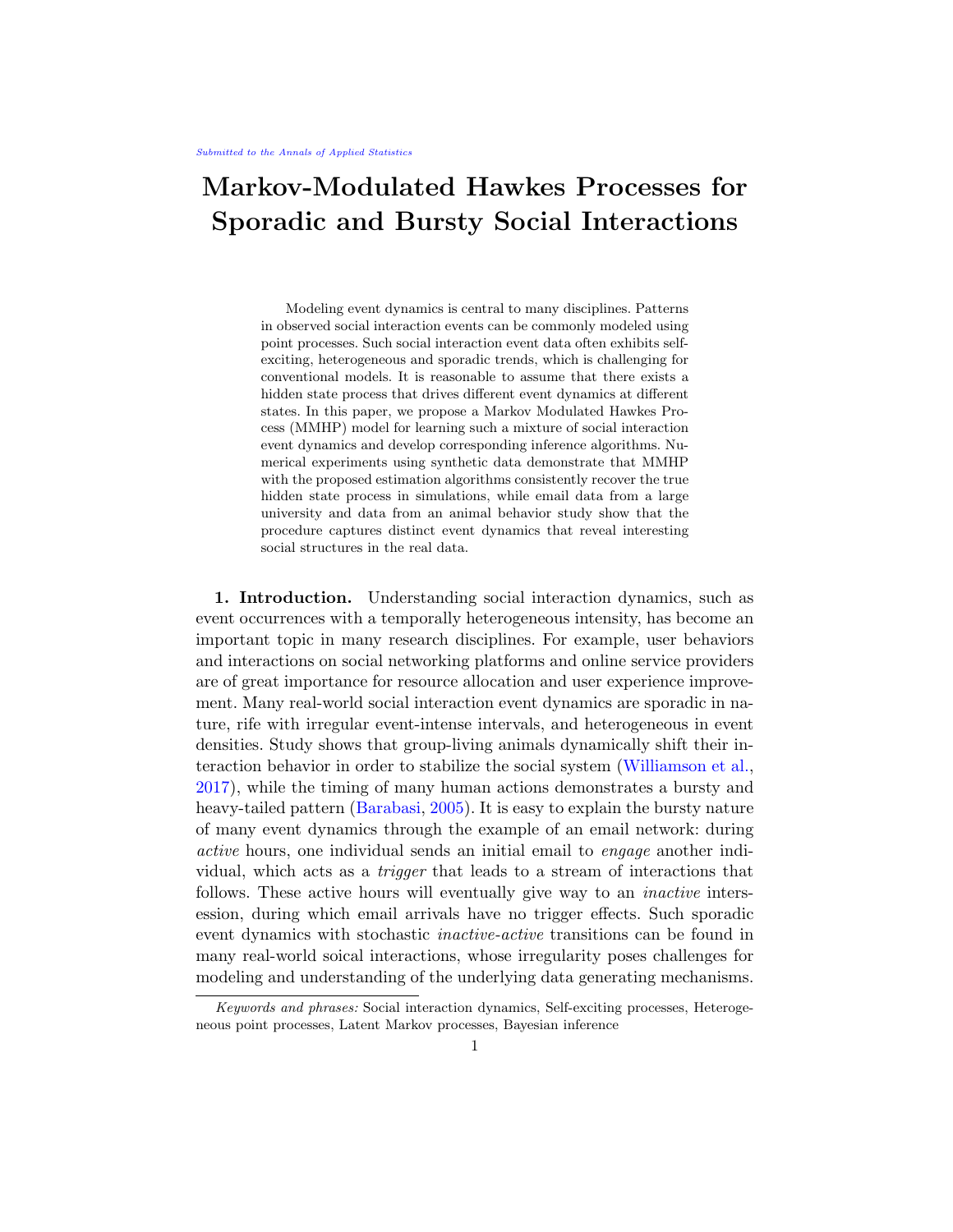# Markov-Modulated Hawkes Processes for Sporadic and Bursty Social Interactions

Modeling event dynamics is central to many disciplines. Patterns in observed social interaction events can be commonly modeled using point processes. Such social interaction event data often exhibits self-exciting, heterogeneous and sporadic trends, which is challenging for conventional models. It is reasonable to assume that there exists a hidden state process that drives different event dynamics at different states. In this paper, we propose a Markov Modulated Hawkes Process (MMHP) model for learning such a mixture of social interaction event dynamics and develop corresponding inference algorithms. Numerical experiments using synthetic data demonstrate that MMHP with the proposed estimation algorithms consistently recover the true hidden state process in simulations, while email data from a large university and data from an animal behavior study show that the procedure captures distinct event dynamics that reveal interesting social structures in the real data.

**1. Introduction.** Understanding social interaction dynamics, such as event occurrences with a temporally heterogeneous intensity, has become an important topic in many research disciplines. For example, user behaviors and interactions on social networking platforms and online service providers are of great importance for resource allocation and user experience improvement. Many real-world social interaction event dynamics are sporadic in nature, rife with irregular event-intense intervals, and heterogeneous in event densities. Study shows that group-living animals dynamically shift their interaction behavior in order to stabilize the social system (Williamson et al., 2017), while the timing of many human actions demonstrates a bursty and heavy-tailed pattern (Barabasi, 2005). It is easy to explain the bursty nature of many event dynamics through the example of an email network: during *active* hours, one individual sends an initial email to *engage* another individual, which acts as a *trigger* that leads to a stream of interactions that follows. These active hours will eventually give way to an *inactive* intersession, during which email arrivals have no trigger effects. Such sporadic event dynamics with stochastic *inactive-active* transitions can be found in many real-world soical interactions, whose irregularity poses challenges for modeling and understanding of the underlying data generating mechanisms.

*Keywords and phrases:* Social interaction dynamics, Self-exciting processes, Heterogeneous point processes, Latent Markov processes, Bayesian inference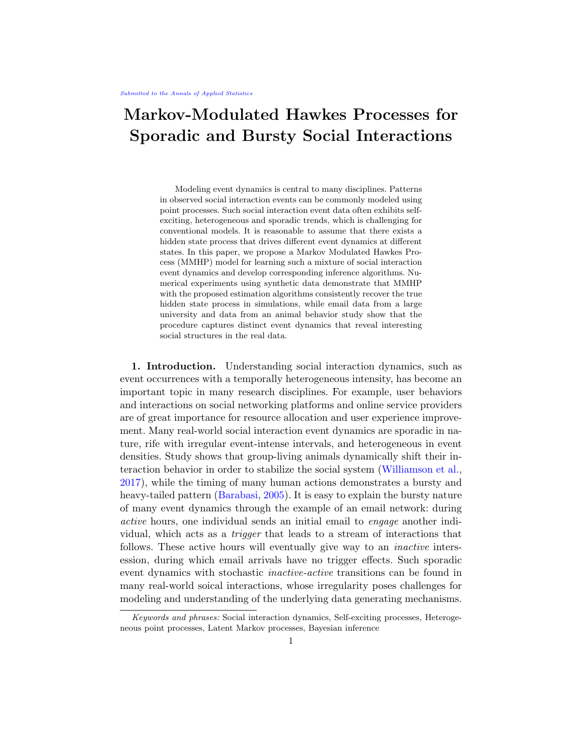# Markov-Modulated Hawkes Processes for Sporadic and Bursty Social Interactions

Modeling event dynamics is central to many disciplines. Patterns in observed social interaction events can be commonly modeled using point processes. Such social interaction event data often exhibits self-exciting, heterogeneous and sporadic trends, which is challenging for conventional models. It is reasonable to assume that there exists a hidden state process that drives different event dynamics at different states. In this paper, we propose a Markov Modulated Hawkes Process (MMHP) model for learning such a mixture of social interaction event dynamics and develop corresponding inference algorithms. Numerical experiments using synthetic data demonstrate that MMHP with the proposed estimation algorithms consistently recover the true hidden state process in simulations, while email data from a large university and data from an animal behavior study show that the procedure captures distinct event dynamics that reveal interesting social structures in the real data.

**1. Introduction.** Understanding social interaction dynamics, such as event occurrences with a temporally heterogeneous intensity, has become an important topic in many research disciplines. For example, user behaviors and interactions on social networking platforms and online service providers are of great importance for resource allocation and user experience improvement. Many real-world social interaction event dynamics are sporadic in nature, rife with irregular event-intense intervals, and heterogeneous in event densities. Study shows that group-living animals dynamically shift their interaction behavior in order to stabilize the social system (Williamson et al., 2017), while the timing of many human actions demonstrates a bursty and heavy-tailed pattern (Barabasi, 2005). It is easy to explain the bursty nature of many event dynamics through the example of an email network: during *active* hours, one individual sends an initial email to *engage* another individual, which acts as a *trigger* that leads to a stream of interactions that follows. These active hours will eventually give way to an *inactive* intersession, during which email arrivals have no trigger effects. Such sporadic event dynamics with stochastic *inactive-active* transitions can be found in many real-world soical interactions, whose irregularity poses challenges for modeling and understanding of the underlying data generating mechanisms.

*Keywords and phrases:* Social interaction dynamics, Self-exciting processes, Heterogeneous point processes, Latent Markov processes, Bayesian inference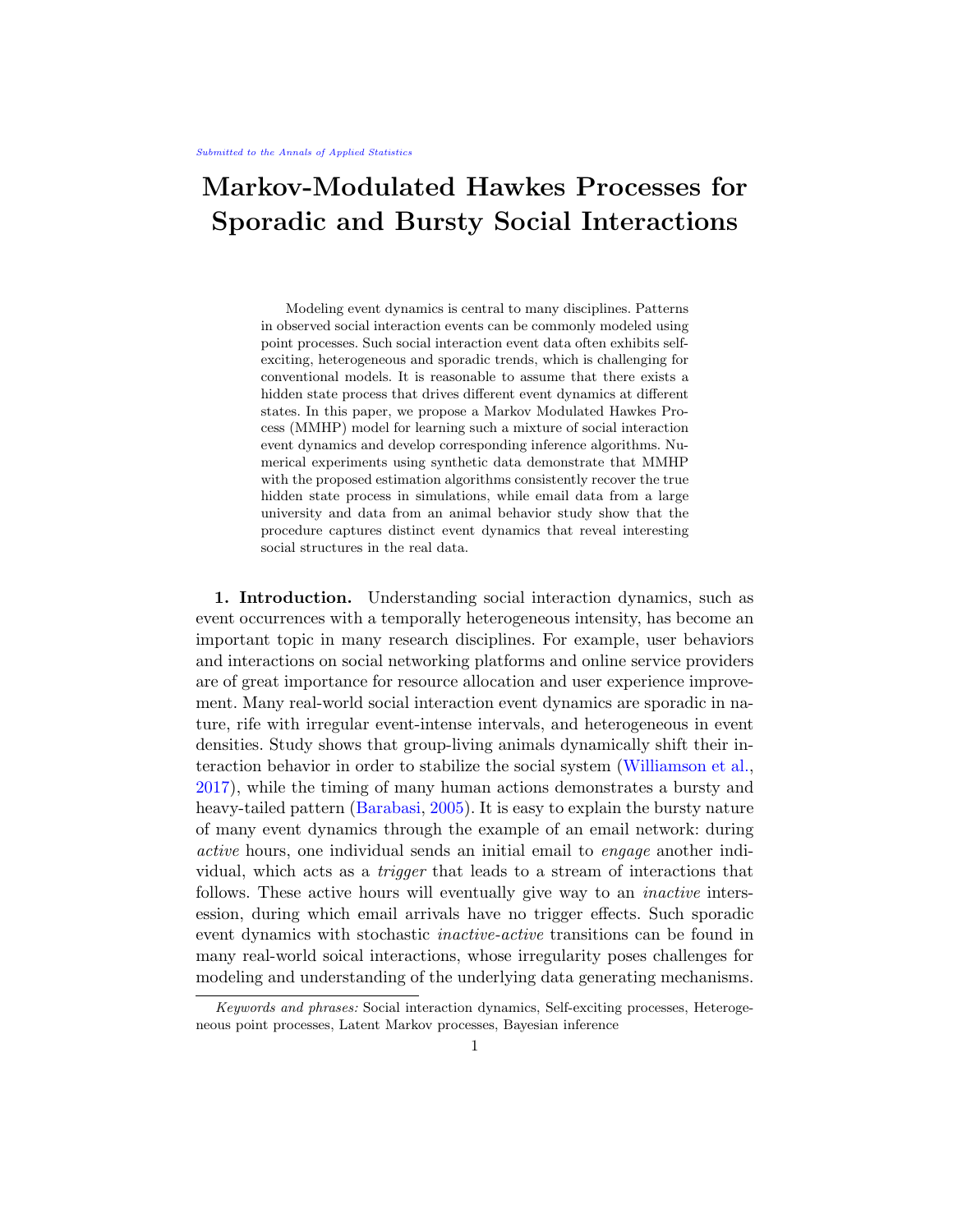# Markov-Modulated Hawkes Processes for Sporadic and Bursty Social Interactions

Modeling event dynamics is central to many disciplines. Patterns in observed social interaction events can be commonly modeled using point processes. Such social interaction event data often exhibits self-exciting, heterogeneous and sporadic trends, which is challenging for conventional models. It is reasonable to assume that there exists a hidden state process that drives different event dynamics at different states. In this paper, we propose a Markov Modulated Hawkes Process (MMHP) model for learning such a mixture of social interaction event dynamics and develop corresponding inference algorithms. Numerical experiments using synthetic data demonstrate that MMHP with the proposed estimation algorithms consistently recover the true hidden state process in simulations, while email data from a large university and data from an animal behavior study show that the procedure captures distinct event dynamics that reveal interesting social structures in the real data.

**1. Introduction.** Understanding social interaction dynamics, such as event occurrences with a temporally heterogeneous intensity, has become an important topic in many research disciplines. For example, user behaviors and interactions on social networking platforms and online service providers are of great importance for resource allocation and user experience improvement. Many real-world social interaction event dynamics are sporadic in nature, rife with irregular event-intense intervals, and heterogeneous in event densities. Study shows that group-living animals dynamically shift their interaction behavior in order to stabilize the social system (Williamson et al., 2017), while the timing of many human actions demonstrates a bursty and heavy-tailed pattern (Barabasi, 2005). It is easy to explain the bursty nature of many event dynamics through the example of an email network: during *active* hours, one individual sends an initial email to *engage* another individual, which acts as a *trigger* that leads to a stream of interactions that follows. These active hours will eventually give way to an *inactive* intersession, during which email arrivals have no trigger effects. Such sporadic event dynamics with stochastic *inactive-active* transitions can be found in many real-world soical interactions, whose irregularity poses challenges for modeling and understanding of the underlying data generating mechanisms.

*Keywords and phrases:* Social interaction dynamics, Self-exciting processes, Heterogeneous point processes, Latent Markov processes, Bayesian inference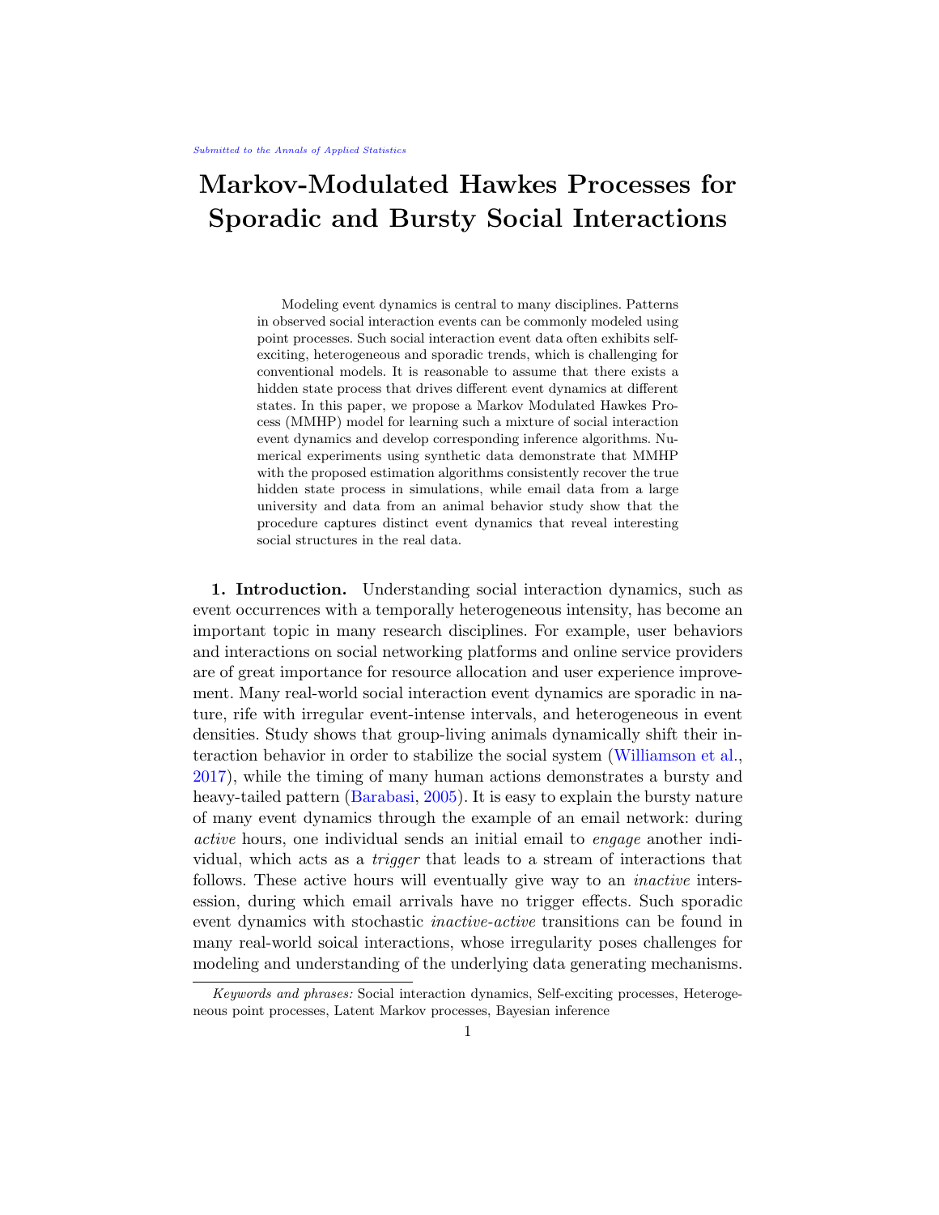# Markov-Modulated Hawkes Processes for Sporadic and Bursty Social Interactions

Modeling event dynamics is central to many disciplines. Patterns in observed social interaction events can be commonly modeled using point processes. Such social interaction event data often exhibits self-exciting, heterogeneous and sporadic trends, which is challenging for conventional models. It is reasonable to assume that there exists a hidden state process that drives different event dynamics at different states. In this paper, we propose a Markov Modulated Hawkes Process (MMHP) model for learning such a mixture of social interaction event dynamics and develop corresponding inference algorithms. Numerical experiments using synthetic data demonstrate that MMHP with the proposed estimation algorithms consistently recover the true hidden state process in simulations, while email data from a large university and data from an animal behavior study show that the procedure captures distinct event dynamics that reveal interesting social structures in the real data.

**1. Introduction.** Understanding social interaction dynamics, such as event occurrences with a temporally heterogeneous intensity, has become an important topic in many research disciplines. For example, user behaviors and interactions on social networking platforms and online service providers are of great importance for resource allocation and user experience improvement. Many real-world social interaction event dynamics are sporadic in nature, rife with irregular event-intense intervals, and heterogeneous in event densities. Study shows that group-living animals dynamically shift their interaction behavior in order to stabilize the social system (Williamson et al., 2017), while the timing of many human actions demonstrates a bursty and heavy-tailed pattern (Barabasi, 2005). It is easy to explain the bursty nature of many event dynamics through the example of an email network: during *active* hours, one individual sends an initial email to *engage* another individual, which acts as a *trigger* that leads to a stream of interactions that follows. These active hours will eventually give way to an *inactive* intersession, during which email arrivals have no trigger effects. Such sporadic event dynamics with stochastic *inactive-active* transitions can be found in many real-world soical interactions, whose irregularity poses challenges for modeling and understanding of the underlying data generating mechanisms.

*Keywords and phrases:* Social interaction dynamics, Self-exciting processes, Heterogeneous point processes, Latent Markov processes, Bayesian inference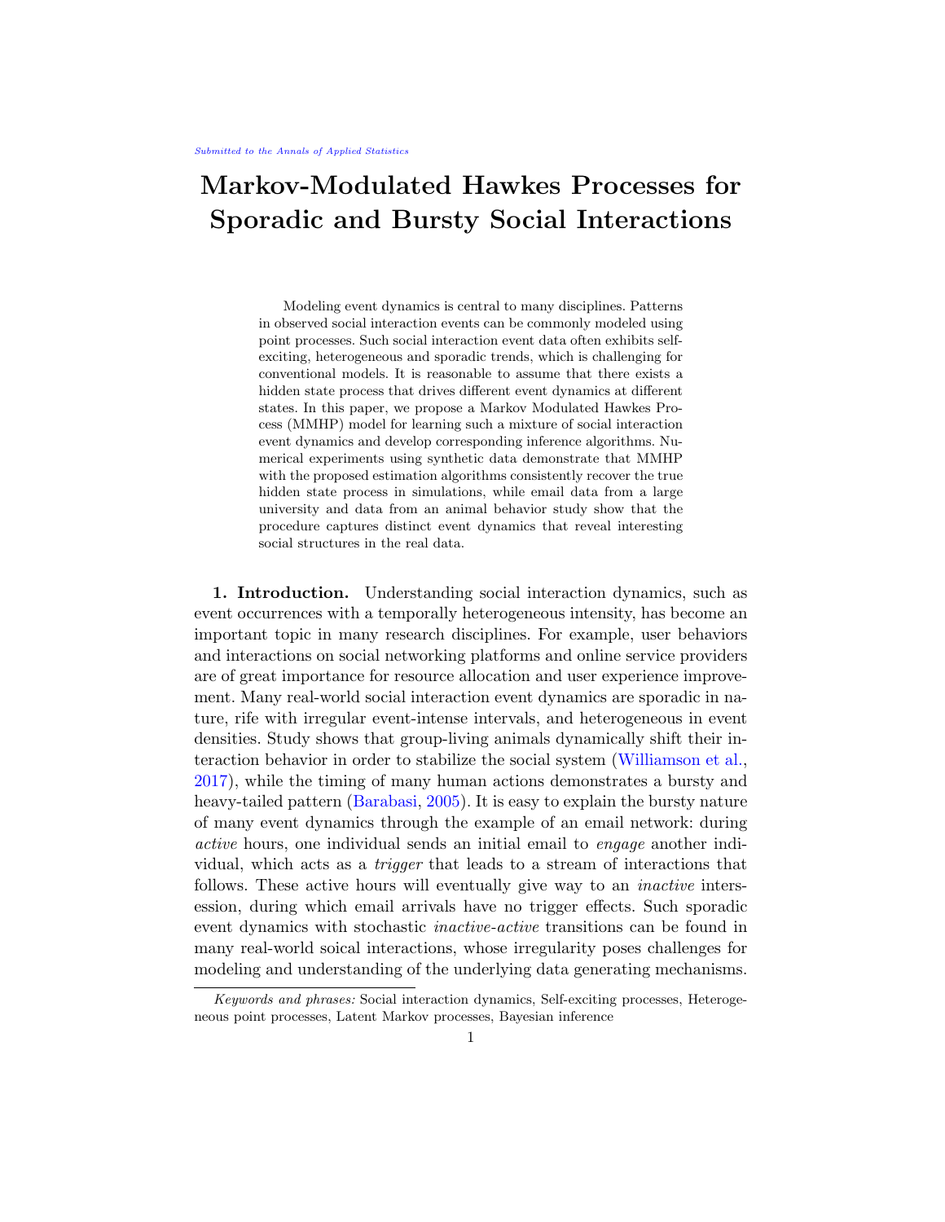# Markov-Modulated Hawkes Processes for Sporadic and Bursty Social Interactions

Modeling event dynamics is central to many disciplines. Patterns in observed social interaction events can be commonly modeled using point processes. Such social interaction event data often exhibits self-exciting, heterogeneous and sporadic trends, which is challenging for conventional models. It is reasonable to assume that there exists a hidden state process that drives different event dynamics at different states. In this paper, we propose a Markov Modulated Hawkes Process (MMHP) model for learning such a mixture of social interaction event dynamics and develop corresponding inference algorithms. Numerical experiments using synthetic data demonstrate that MMHP with the proposed estimation algorithms consistently recover the true hidden state process in simulations, while email data from a large university and data from an animal behavior study show that the procedure captures distinct event dynamics that reveal interesting social structures in the real data.

**1. Introduction.** Understanding social interaction dynamics, such as event occurrences with a temporally heterogeneous intensity, has become an important topic in many research disciplines. For example, user behaviors and interactions on social networking platforms and online service providers are of great importance for resource allocation and user experience improvement. Many real-world social interaction event dynamics are sporadic in nature, rife with irregular event-intense intervals, and heterogeneous in event densities. Study shows that group-living animals dynamically shift their interaction behavior in order to stabilize the social system (Williamson et al., 2017), while the timing of many human actions demonstrates a bursty and heavy-tailed pattern (Barabasi, 2005). It is easy to explain the bursty nature of many event dynamics through the example of an email network: during *active* hours, one individual sends an initial email to *engage* another individual, which acts as a *trigger* that leads to a stream of interactions that follows. These active hours will eventually give way to an *inactive* intersession, during which email arrivals have no trigger effects. Such sporadic event dynamics with stochastic *inactive-active* transitions can be found in many real-world soical interactions, whose irregularity poses challenges for modeling and understanding of the underlying data generating mechanisms.

---

*Keywords and phrases:* Social interaction dynamics, Self-exciting processes, Heterogeneous point processes, Latent Markov processes, Bayesian inference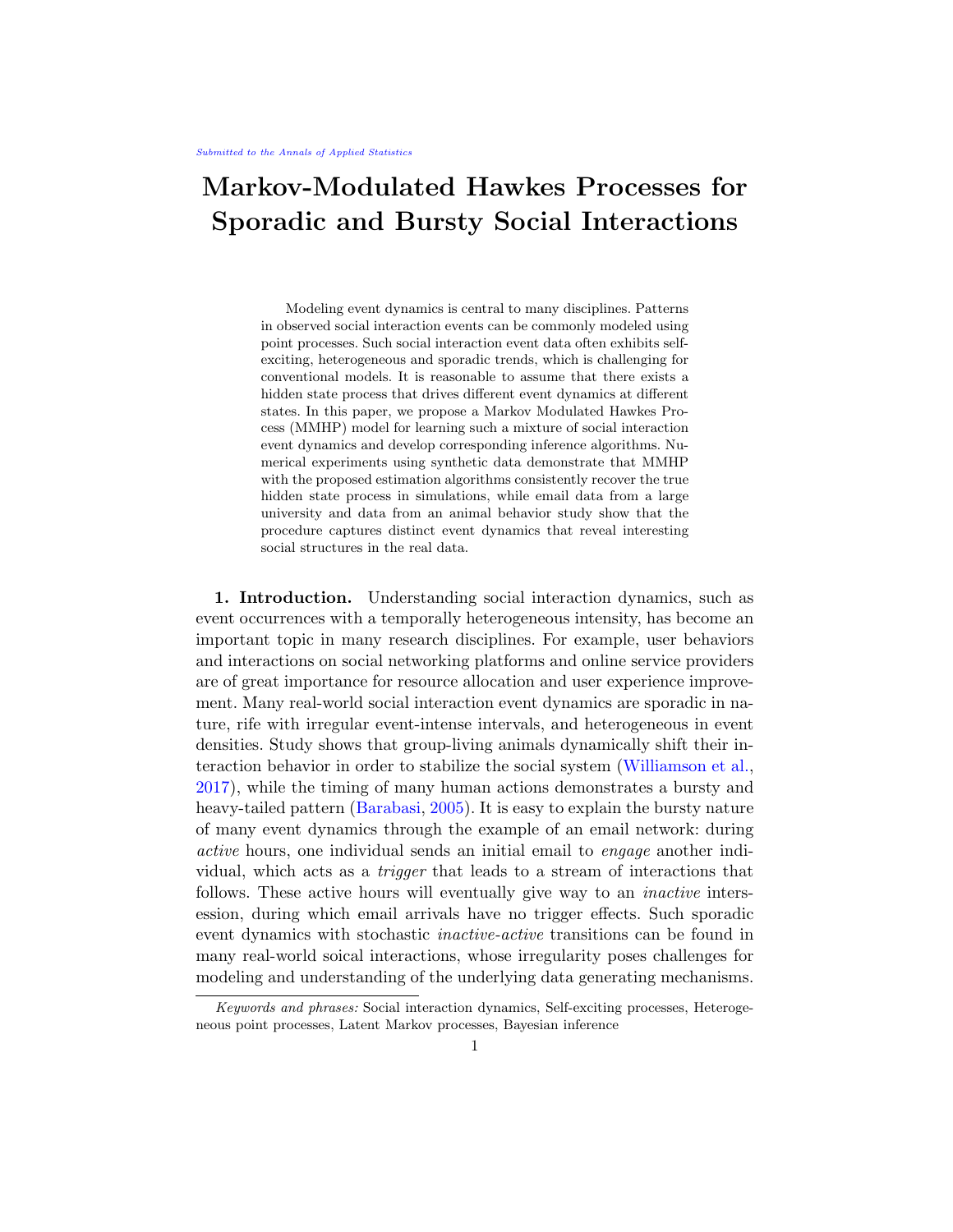*Submitted to the Annals of Applied Statistics*

# Markov-Modulated Hawkes Processes for Sporadic and Bursty Social Interactions

Modeling event dynamics is central to many disciplines. Patterns in observed social interaction events can be commonly modeled using point processes. Such social interaction event data often exhibits self-exciting, heterogeneous and sporadic trends, which is challenging for conventional models. It is reasonable to assume that there exists a hidden state process that drives different event dynamics at different states. In this paper, we propose a Markov Modulated Hawkes Process (MMHP) model for learning such a mixture of social interaction event dynamics and develop corresponding inference algorithms. Numerical experiments using synthetic data demonstrate that MMHP with the proposed estimation algorithms consistently recover the true hidden state process in simulations, while email data from a large university and data from an animal behavior study show that the procedure captures distinct event dynamics that reveal interesting social structures in the real data.

**1. Introduction.** Understanding social interaction dynamics, such as event occurrences with a temporally heterogeneous intensity, has become an important topic in many research disciplines. For example, user behaviors and interactions on social networking platforms and online service providers are of great importance for resource allocation and user experience improvement. Many real-world social interaction event dynamics are sporadic in nature, rife with irregular event-intense intervals, and heterogeneous in event densities. Study shows that group-living animals dynamically shift their interaction behavior in order to stabilize the social system (Williamson et al., 2017), while the timing of many human actions demonstrates a bursty and heavy-tailed pattern (Barabasi, 2005). It is easy to explain the bursty nature of many event dynamics through the example of an email network: during *active* hours, one individual sends an initial email to *engage* another individual, which acts as a *trigger* that leads to a stream of interactions that follows. These active hours will eventually give way to an *inactive* intersession, during which email arrivals have no trigger effects. Such sporadic event dynamics with stochastic *inactive-active* transitions can be found in many real-world soical interactions, whose irregularity poses challenges for modeling and understanding of the underlying data generating mechanisms.

*Keywords and phrases:* Social interaction dynamics, Self-exciting processes, Heterogeneous point processes, Latent Markov processes, Bayesian inference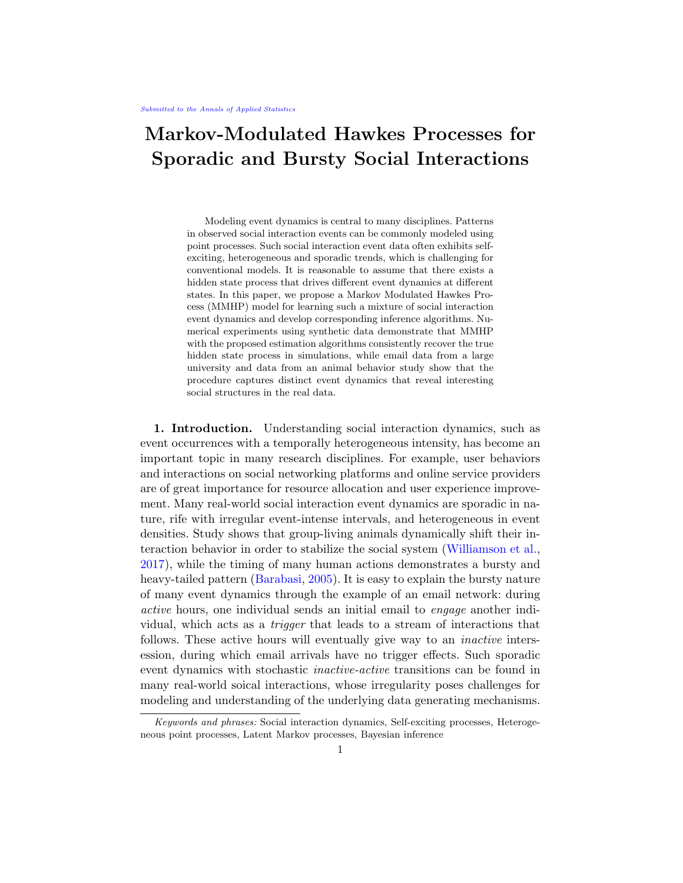# Markov-Modulated Hawkes Processes for Sporadic and Bursty Social Interactions

Modeling event dynamics is central to many disciplines. Patterns in observed social interaction events can be commonly modeled using point processes. Such social interaction event data often exhibits self-exciting, heterogeneous and sporadic trends, which is challenging for conventional models. It is reasonable to assume that there exists a hidden state process that drives different event dynamics at different states. In this paper, we propose a Markov Modulated Hawkes Process (MMHP) model for learning such a mixture of social interaction event dynamics and develop corresponding inference algorithms. Numerical experiments using synthetic data demonstrate that MMHP with the proposed estimation algorithms consistently recover the true hidden state process in simulations, while email data from a large university and data from an animal behavior study show that the procedure captures distinct event dynamics that reveal interesting social structures in the real data.

**1. Introduction.** Understanding social interaction dynamics, such as event occurrences with a temporally heterogeneous intensity, has become an important topic in many research disciplines. For example, user behaviors and interactions on social networking platforms and online service providers are of great importance for resource allocation and user experience improvement. Many real-world social interaction event dynamics are sporadic in nature, rife with irregular event-intense intervals, and heterogeneous in event densities. Study shows that group-living animals dynamically shift their interaction behavior in order to stabilize the social system (Williamson et al., 2017), while the timing of many human actions demonstrates a bursty and heavy-tailed pattern (Barabasi, 2005). It is easy to explain the bursty nature of many event dynamics through the example of an email network: during *active* hours, one individual sends an initial email to *engage* another individual, which acts as a *trigger* that leads to a stream of interactions that follows. These active hours will eventually give way to an *inactive* intersession, during which email arrivals have no trigger effects. Such sporadic event dynamics with stochastic *inactive-active* transitions can be found in many real-world soical interactions, whose irregularity poses challenges for modeling and understanding of the underlying data generating mechanisms.

*Keywords and phrases:* Social interaction dynamics, Self-exciting processes, Heterogeneous point processes, Latent Markov processes, Bayesian inference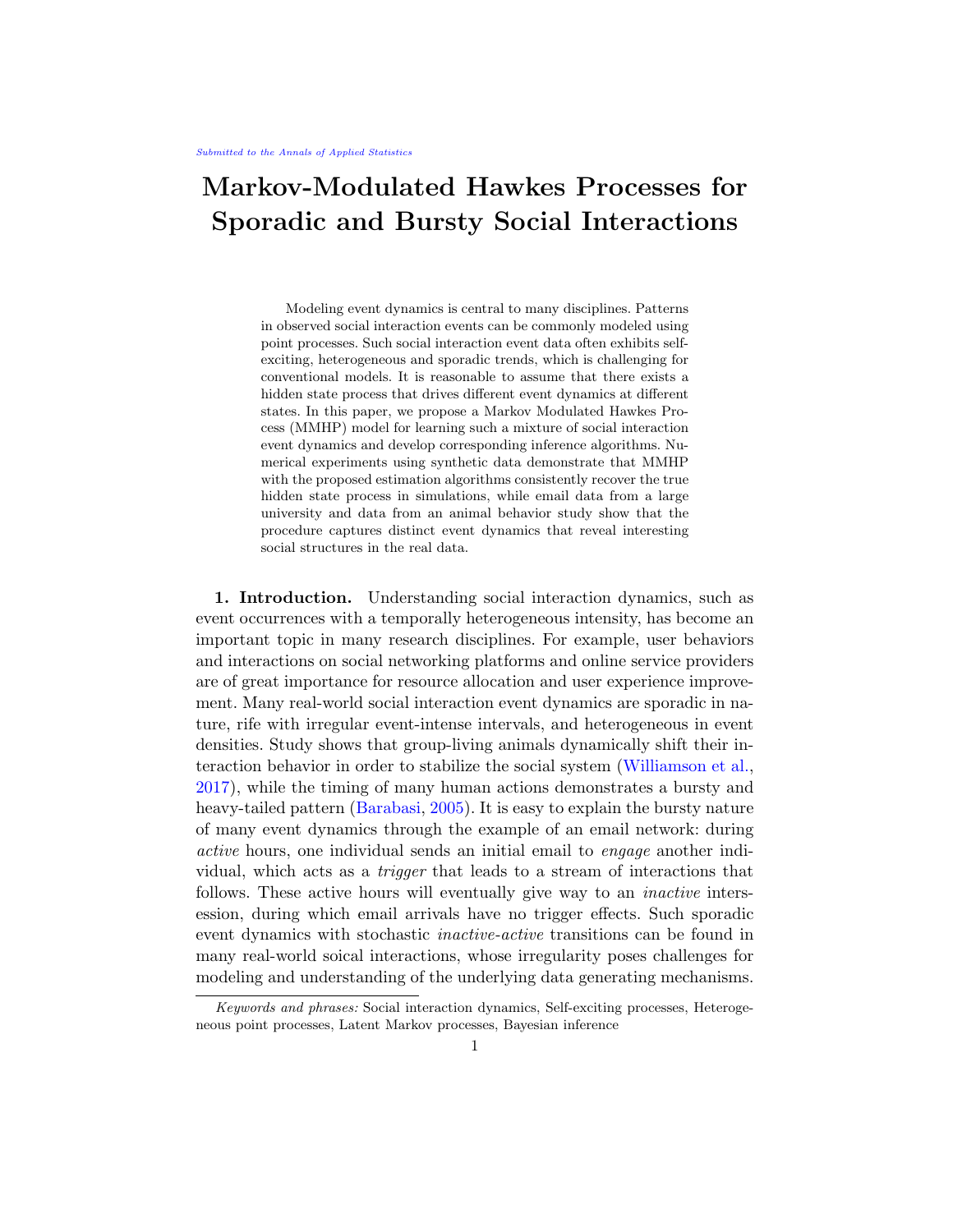# Markov-Modulated Hawkes Processes for Sporadic and Bursty Social Interactions

Modeling event dynamics is central to many disciplines. Patterns in observed social interaction events can be commonly modeled using point processes. Such social interaction event data often exhibits self-exciting, heterogeneous and sporadic trends, which is challenging for conventional models. It is reasonable to assume that there exists a hidden state process that drives different event dynamics at different states. In this paper, we propose a Markov Modulated Hawkes Process (MMHP) model for learning such a mixture of social interaction event dynamics and develop corresponding inference algorithms. Numerical experiments using synthetic data demonstrate that MMHP with the proposed estimation algorithms consistently recover the true hidden state process in simulations, while email data from a large university and data from an animal behavior study show that the procedure captures distinct event dynamics that reveal interesting social structures in the real data.

**1. Introduction.** Understanding social interaction dynamics, such as event occurrences with a temporally heterogeneous intensity, has become an important topic in many research disciplines. For example, user behaviors and interactions on social networking platforms and online service providers are of great importance for resource allocation and user experience improvement. Many real-world social interaction event dynamics are sporadic in nature, rife with irregular event-intense intervals, and heterogeneous in event densities. Study shows that group-living animals dynamically shift their interaction behavior in order to stabilize the social system (Williamson et al., 2017), while the timing of many human actions demonstrates a bursty and heavy-tailed pattern (Barabasi, 2005). It is easy to explain the bursty nature of many event dynamics through the example of an email network: during *active* hours, one individual sends an initial email to *engage* another individual, which acts as a *trigger* that leads to a stream of interactions that follows. These active hours will eventually give way to an *inactive* intersession, during which email arrivals have no trigger effects. Such sporadic event dynamics with stochastic *inactive-active* transitions can be found in many real-world soical interactions, whose irregularity poses challenges for modeling and understanding of the underlying data generating mechanisms.

*Keywords and phrases:* Social interaction dynamics, Self-exciting processes, Heterogeneous point processes, Latent Markov processes, Bayesian inference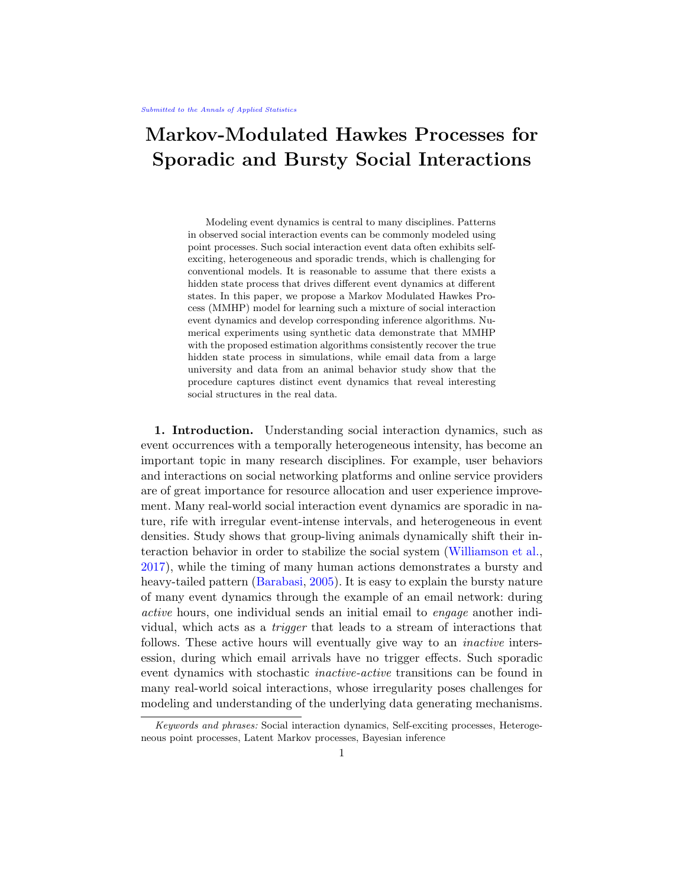# Markov-Modulated Hawkes Processes for Sporadic and Bursty Social Interactions

Modeling event dynamics is central to many disciplines. Patterns in observed social interaction events can be commonly modeled using point processes. Such social interaction event data often exhibits self-exciting, heterogeneous and sporadic trends, which is challenging for conventional models. It is reasonable to assume that there exists a hidden state process that drives different event dynamics at different states. In this paper, we propose a Markov Modulated Hawkes Process (MMHP) model for learning such a mixture of social interaction event dynamics and develop corresponding inference algorithms. Numerical experiments using synthetic data demonstrate that MMHP with the proposed estimation algorithms consistently recover the true hidden state process in simulations, while email data from a large university and data from an animal behavior study show that the procedure captures distinct event dynamics that reveal interesting social structures in the real data.

**1. Introduction.** Understanding social interaction dynamics, such as event occurrences with a temporally heterogeneous intensity, has become an important topic in many research disciplines. For example, user behaviors and interactions on social networking platforms and online service providers are of great importance for resource allocation and user experience improvement. Many real-world social interaction event dynamics are sporadic in nature, rife with irregular event-intense intervals, and heterogeneous in event densities. Study shows that group-living animals dynamically shift their interaction behavior in order to stabilize the social system (Williamson et al., 2017), while the timing of many human actions demonstrates a bursty and heavy-tailed pattern (Barabasi, 2005). It is easy to explain the bursty nature of many event dynamics through the example of an email network: during *active* hours, one individual sends an initial email to *engage* another individual, which acts as a *trigger* that leads to a stream of interactions that follows. These active hours will eventually give way to an *inactive* intersession, during which email arrivals have no trigger effects. Such sporadic event dynamics with stochastic *inactive-active* transitions can be found in many real-world soical interactions, whose irregularity poses challenges for modeling and understanding of the underlying data generating mechanisms.

*Keywords and phrases:* Social interaction dynamics, Self-exciting processes, Heterogeneous point processes, Latent Markov processes, Bayesian inference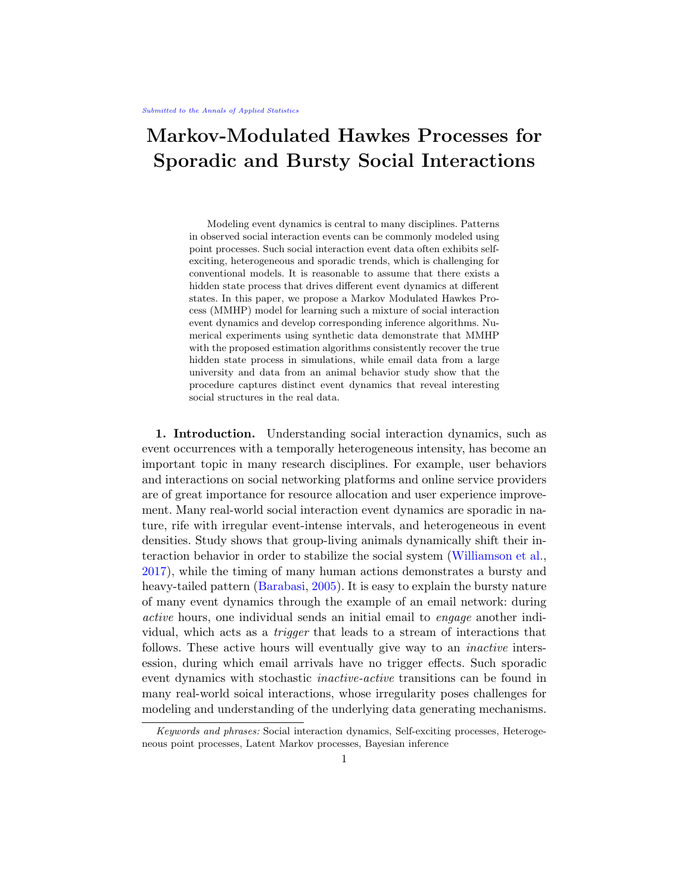# Markov-Modulated Hawkes Processes for Sporadic and Bursty Social Interactions

Modeling event dynamics is central to many disciplines. Patterns in observed social interaction events can be commonly modeled using point processes. Such social interaction event data often exhibits self-exciting, heterogeneous and sporadic trends, which is challenging for conventional models. It is reasonable to assume that there exists a hidden state process that drives different event dynamics at different states. In this paper, we propose a Markov Modulated Hawkes Process (MMHP) model for learning such a mixture of social interaction event dynamics and develop corresponding inference algorithms. Numerical experiments using synthetic data demonstrate that MMHP with the proposed estimation algorithms consistently recover the true hidden state process in simulations, while email data from a large university and data from an animal behavior study show that the procedure captures distinct event dynamics that reveal interesting social structures in the real data.

**1. Introduction.** Understanding social interaction dynamics, such as event occurrences with a temporally heterogeneous intensity, has become an important topic in many research disciplines. For example, user behaviors and interactions on social networking platforms and online service providers are of great importance for resource allocation and user experience improvement. Many real-world social interaction event dynamics are sporadic in nature, rife with irregular event-intense intervals, and heterogeneous in event densities. Study shows that group-living animals dynamically shift their interaction behavior in order to stabilize the social system (Williamson et al., 2017), while the timing of many human actions demonstrates a bursty and heavy-tailed pattern (Barabasi, 2005). It is easy to explain the bursty nature of many event dynamics through the example of an email network: during *active* hours, one individual sends an initial email to *engage* another individual, which acts as a *trigger* that leads to a stream of interactions that follows. These active hours will eventually give way to an *inactive* intersession, during which email arrivals have no trigger effects. Such sporadic event dynamics with stochastic *inactive-active* transitions can be found in many real-world soical interactions, whose irregularity poses challenges for modeling and understanding of the underlying data generating mechanisms.

*Keywords and phrases:* Social interaction dynamics, Self-exciting processes, Heterogeneous point processes, Latent Markov processes, Bayesian inference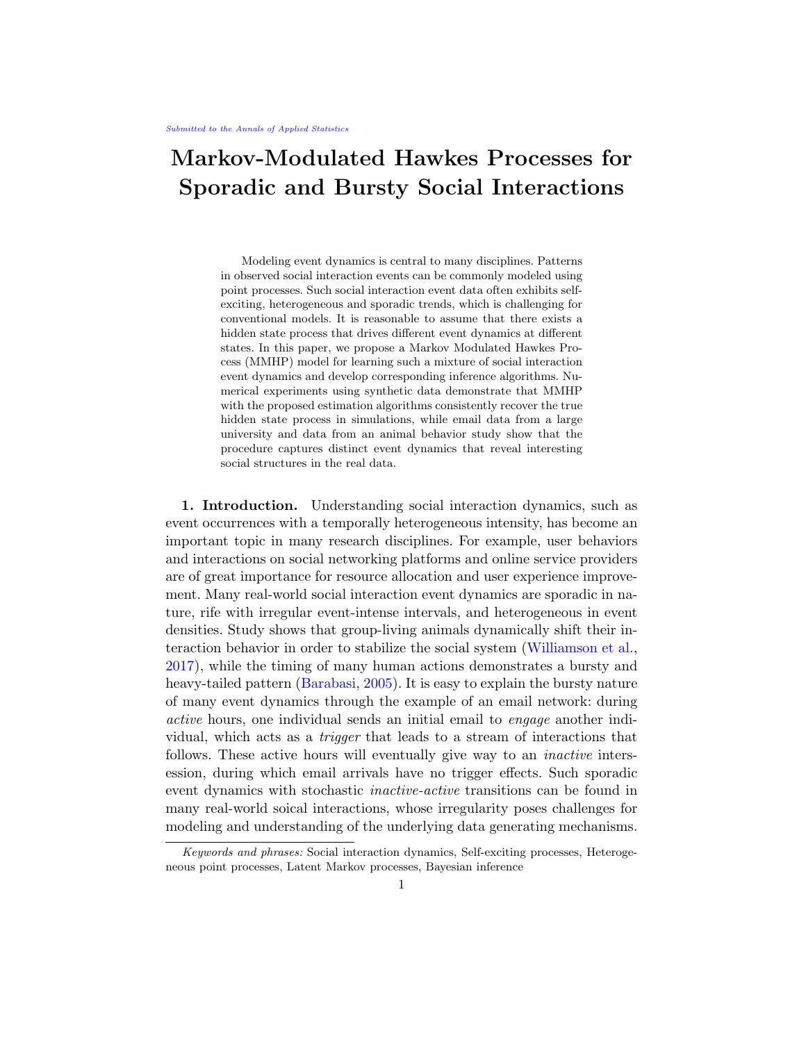# Markov-Modulated Hawkes Processes for Sporadic and Bursty Social Interactions

Modeling event dynamics is central to many disciplines. Patterns in observed social interaction events can be commonly modeled using point processes. Such social interaction event data often exhibits self-exciting, heterogeneous and sporadic trends, which is challenging for conventional models. It is reasonable to assume that there exists a hidden state process that drives different event dynamics at different states. In this paper, we propose a Markov Modulated Hawkes Process (MMHP) model for learning such a mixture of social interaction event dynamics and develop corresponding inference algorithms. Numerical experiments using synthetic data demonstrate that MMHP with the proposed estimation algorithms consistently recover the true hidden state process in simulations, while email data from a large university and data from an animal behavior study show that the procedure captures distinct event dynamics that reveal interesting social structures in the real data.

**1. Introduction.** Understanding social interaction dynamics, such as event occurrences with a temporally heterogeneous intensity, has become an important topic in many research disciplines. For example, user behaviors and interactions on social networking platforms and online service providers are of great importance for resource allocation and user experience improvement. Many real-world social interaction event dynamics are sporadic in nature, rife with irregular event-intense intervals, and heterogeneous in event densities. Study shows that group-living animals dynamically shift their interaction behavior in order to stabilize the social system (Williamson et al., 2017), while the timing of many human actions demonstrates a bursty and heavy-tailed pattern (Barabasi, 2005). It is easy to explain the bursty nature of many event dynamics through the example of an email network: during *active* hours, one individual sends an initial email to *engage* another individual, which acts as a *trigger* that leads to a stream of interactions that follows. These active hours will eventually give way to an *inactive* intersession, during which email arrivals have no trigger effects. Such sporadic event dynamics with stochastic *inactive-active* transitions can be found in many real-world soical interactions, whose irregularity poses challenges for modeling and understanding of the underlying data generating mechanisms.

*Keywords and phrases:* Social interaction dynamics, Self-exciting processes, Heterogeneous point processes, Latent Markov processes, Bayesian inference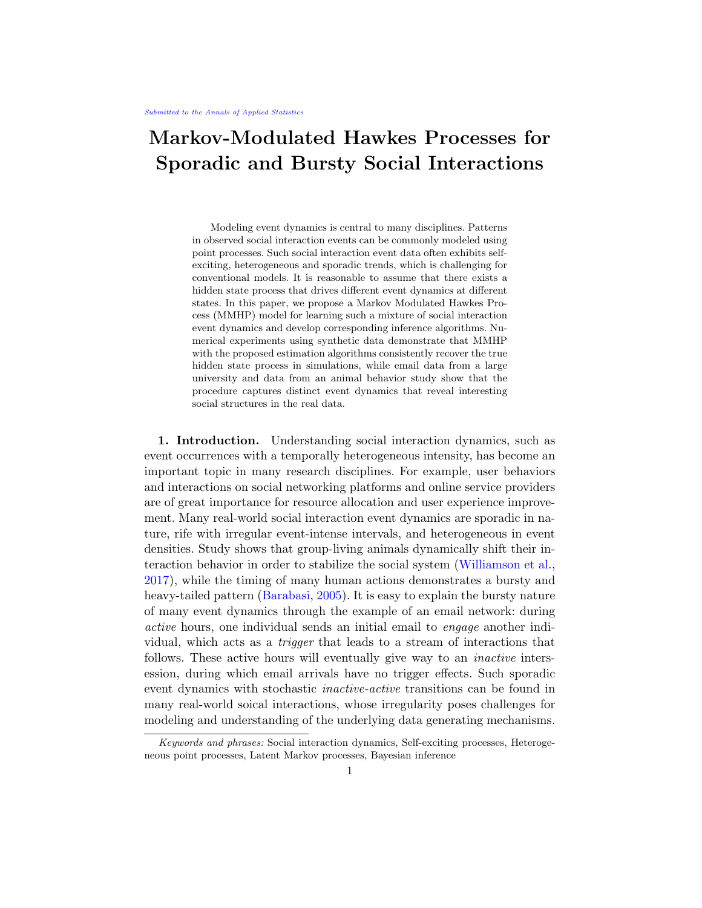# Markov-Modulated Hawkes Processes for Sporadic and Bursty Social Interactions

Modeling event dynamics is central to many disciplines. Patterns in observed social interaction events can be commonly modeled using point processes. Such social interaction event data often exhibits self-exciting, heterogeneous and sporadic trends, which is challenging for conventional models. It is reasonable to assume that there exists a hidden state process that drives different event dynamics at different states. In this paper, we propose a Markov Modulated Hawkes Process (MMHP) model for learning such a mixture of social interaction event dynamics and develop corresponding inference algorithms. Numerical experiments using synthetic data demonstrate that MMHP with the proposed estimation algorithms consistently recover the true hidden state process in simulations, while email data from a large university and data from an animal behavior study show that the procedure captures distinct event dynamics that reveal interesting social structures in the real data.

**1. Introduction.** Understanding social interaction dynamics, such as event occurrences with a temporally heterogeneous intensity, has become an important topic in many research disciplines. For example, user behaviors and interactions on social networking platforms and online service providers are of great importance for resource allocation and user experience improvement. Many real-world social interaction event dynamics are sporadic in nature, rife with irregular event-intense intervals, and heterogeneous in event densities. Study shows that group-living animals dynamically shift their interaction behavior in order to stabilize the social system (Williamson et al., 2017), while the timing of many human actions demonstrates a bursty and heavy-tailed pattern (Barabasi, 2005). It is easy to explain the bursty nature of many event dynamics through the example of an email network: during *active* hours, one individual sends an initial email to *engage* another individual, which acts as a *trigger* that leads to a stream of interactions that follows. These active hours will eventually give way to an *inactive* intersession, during which email arrivals have no trigger effects. Such sporadic event dynamics with stochastic *inactive-active* transitions can be found in many real-world soical interactions, whose irregularity poses challenges for modeling and understanding of the underlying data generating mechanisms.

*Keywords and phrases:* Social interaction dynamics, Self-exciting processes, Heterogeneous point processes, Latent Markov processes, Bayesian inference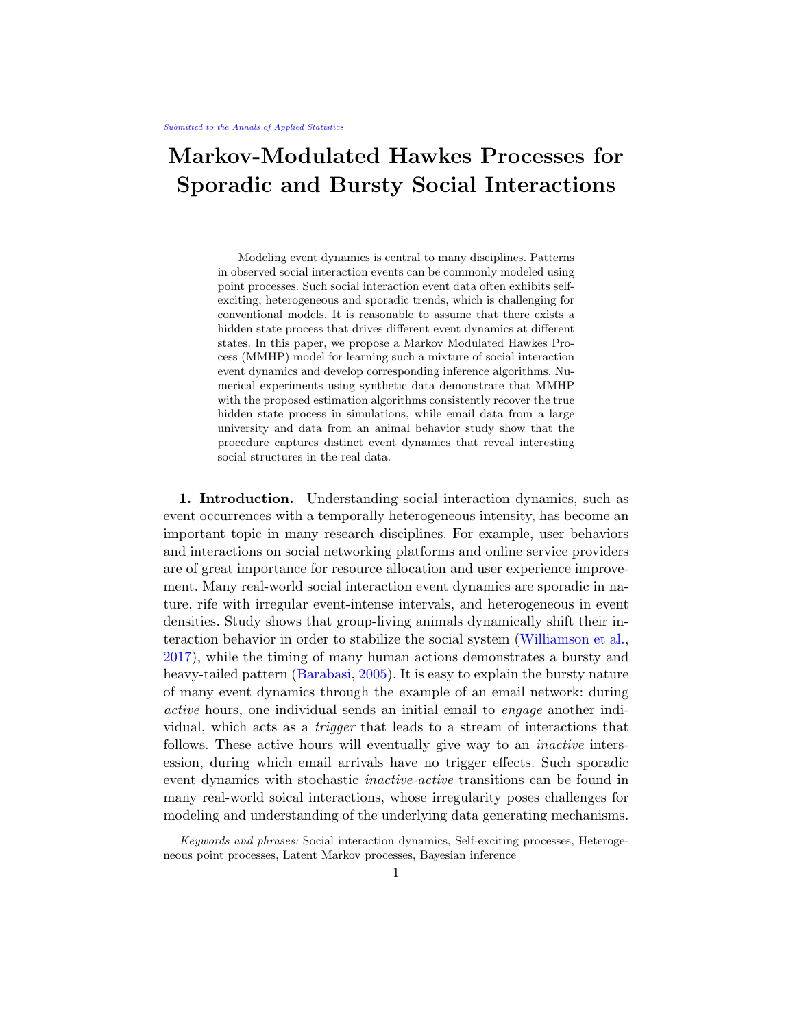# Markov-Modulated Hawkes Processes for Sporadic and Bursty Social Interactions

Modeling event dynamics is central to many disciplines. Patterns in observed social interaction events can be commonly modeled using point processes. Such social interaction event data often exhibits self-exciting, heterogeneous and sporadic trends, which is challenging for conventional models. It is reasonable to assume that there exists a hidden state process that drives different event dynamics at different states. In this paper, we propose a Markov Modulated Hawkes Process (MMHP) model for learning such a mixture of social interaction event dynamics and develop corresponding inference algorithms. Numerical experiments using synthetic data demonstrate that MMHP with the proposed estimation algorithms consistently recover the true hidden state process in simulations, while email data from a large university and data from an animal behavior study show that the procedure captures distinct event dynamics that reveal interesting social structures in the real data.

**1. Introduction.** Understanding social interaction dynamics, such as event occurrences with a temporally heterogeneous intensity, has become an important topic in many research disciplines. For example, user behaviors and interactions on social networking platforms and online service providers are of great importance for resource allocation and user experience improvement. Many real-world social interaction event dynamics are sporadic in nature, rife with irregular event-intense intervals, and heterogeneous in event densities. Study shows that group-living animals dynamically shift their interaction behavior in order to stabilize the social system (Williamson et al., 2017), while the timing of many human actions demonstrates a bursty and heavy-tailed pattern (Barabasi, 2005). It is easy to explain the bursty nature of many event dynamics through the example of an email network: during *active* hours, one individual sends an initial email to *engage* another individual, which acts as a *trigger* that leads to a stream of interactions that follows. These active hours will eventually give way to an *inactive* intersession, during which email arrivals have no trigger effects. Such sporadic event dynamics with stochastic *inactive-active* transitions can be found in many real-world soical interactions, whose irregularity poses challenges for modeling and understanding of the underlying data generating mechanisms.

*Keywords and phrases:* Social interaction dynamics, Self-exciting processes, Heterogeneous point processes, Latent Markov processes, Bayesian inference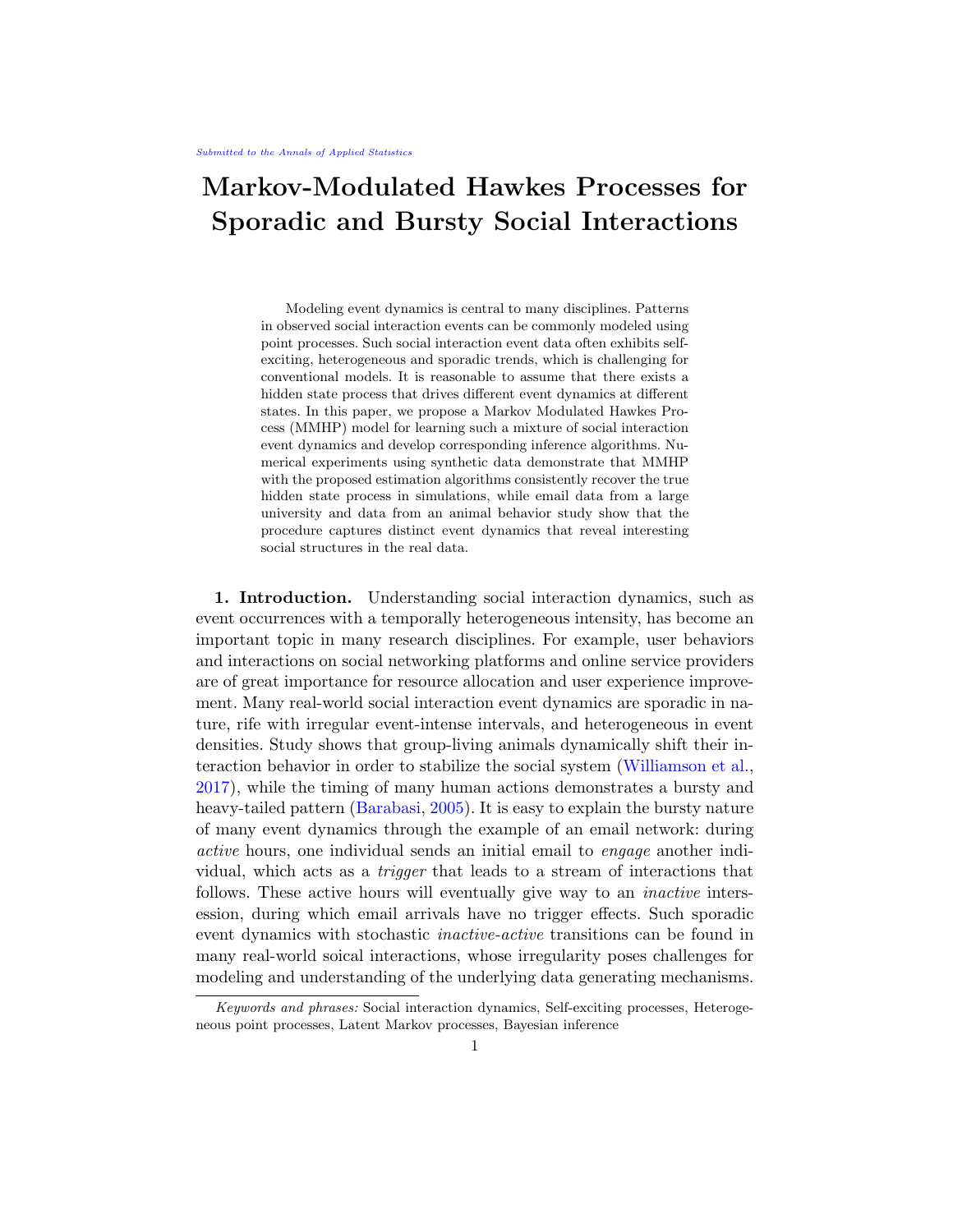Submitted to the Annals of Applied Statistics

# Markov-Modulated Hawkes Processes for Sporadic and Bursty Social Interactions

Modeling event dynamics is central to many disciplines. Patterns in observed social interaction events can be commonly modeled using point processes. Such social interaction event data often exhibits self-exciting, heterogeneous and sporadic trends, which is challenging for conventional models. It is reasonable to assume that there exists a hidden state process that drives different event dynamics at different states. In this paper, we propose a Markov Modulated Hawkes Process (MMHP) model for learning such a mixture of social interaction event dynamics and develop corresponding inference algorithms. Numerical experiments using synthetic data demonstrate that MMHP with the proposed estimation algorithms consistently recover the true hidden state process in simulations, while email data from a large university and data from an animal behavior study show that the procedure captures distinct event dynamics that reveal interesting social structures in the real data.

**1. Introduction.** Understanding social interaction dynamics, such as event occurrences with a temporally heterogeneous intensity, has become an important topic in many research disciplines. For example, user behaviors and interactions on social networking platforms and online service providers are of great importance for resource allocation and user experience improvement. Many real-world social interaction event dynamics are sporadic in nature, rife with irregular event-intense intervals, and heterogeneous in event densities. Study shows that group-living animals dynamically shift their interaction behavior in order to stabilize the social system (Williamson et al., 2017), while the timing of many human actions demonstrates a bursty and heavy-tailed pattern (Barabasi, 2005). It is easy to explain the bursty nature of many event dynamics through the example of an email network: during *active* hours, one individual sends an initial email to *engage* another individual, which acts as a *trigger* that leads to a stream of interactions that follows. These active hours will eventually give way to an *inactive* intersession, during which email arrivals have no trigger effects. Such sporadic event dynamics with stochastic *inactive-active* transitions can be found in many real-world soical interactions, whose irregularity poses challenges for modeling and understanding of the underlying data generating mechanisms.

---

*Keywords and phrases:* Social interaction dynamics, Self-exciting processes, Heterogeneous point processes, Latent Markov processes, Bayesian inference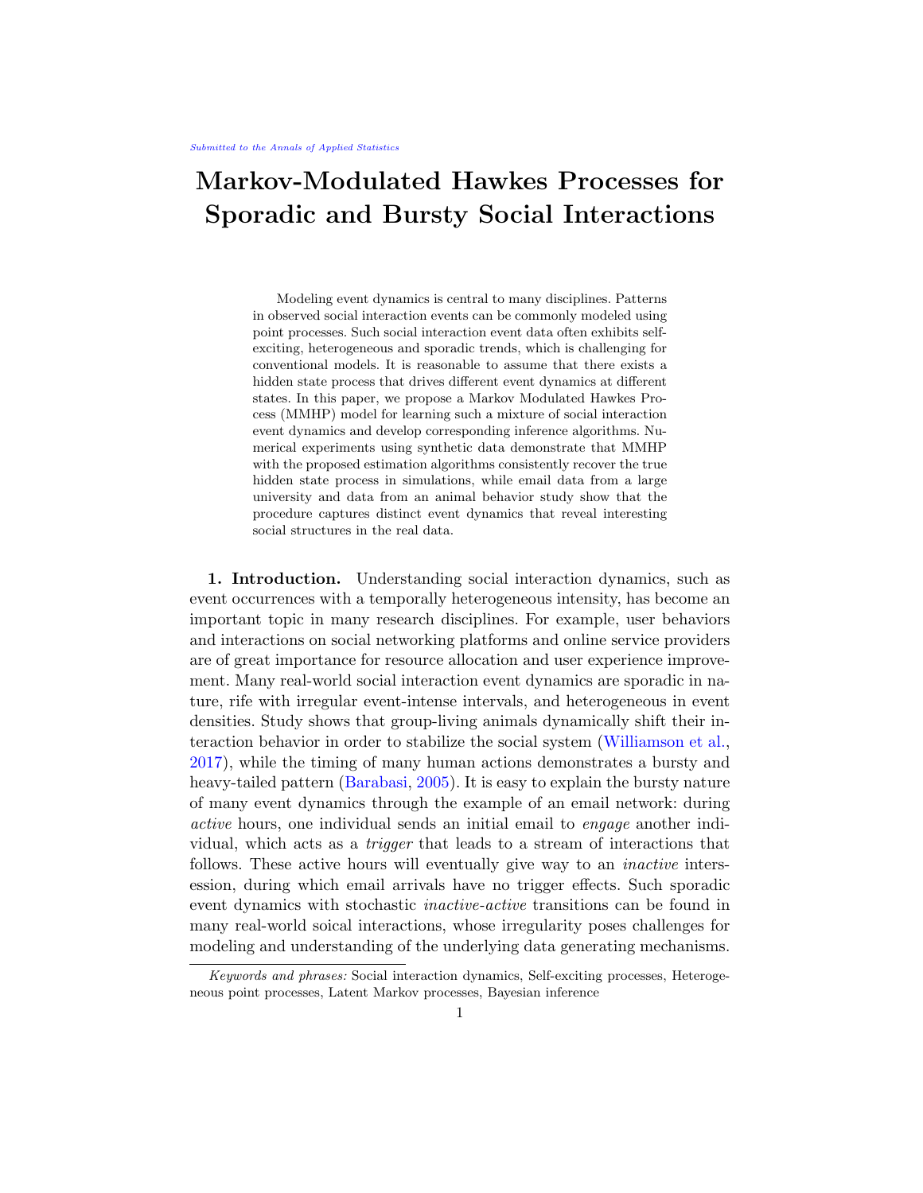# Markov-Modulated Hawkes Processes for Sporadic and Bursty Social Interactions

Modeling event dynamics is central to many disciplines. Patterns in observed social interaction events can be commonly modeled using point processes. Such social interaction event data often exhibits self-exciting, heterogeneous and sporadic trends, which is challenging for conventional models. It is reasonable to assume that there exists a hidden state process that drives different event dynamics at different states. In this paper, we propose a Markov Modulated Hawkes Process (MMHP) model for learning such a mixture of social interaction event dynamics and develop corresponding inference algorithms. Numerical experiments using synthetic data demonstrate that MMHP with the proposed estimation algorithms consistently recover the true hidden state process in simulations, while email data from a large university and data from an animal behavior study show that the procedure captures distinct event dynamics that reveal interesting social structures in the real data.

**1. Introduction.** Understanding social interaction dynamics, such as event occurrences with a temporally heterogeneous intensity, has become an important topic in many research disciplines. For example, user behaviors and interactions on social networking platforms and online service providers are of great importance for resource allocation and user experience improvement. Many real-world social interaction event dynamics are sporadic in nature, rife with irregular event-intense intervals, and heterogeneous in event densities. Study shows that group-living animals dynamically shift their interaction behavior in order to stabilize the social system (Williamson et al., 2017), while the timing of many human actions demonstrates a bursty and heavy-tailed pattern (Barabasi, 2005). It is easy to explain the bursty nature of many event dynamics through the example of an email network: during *active* hours, one individual sends an initial email to *engage* another individual, which acts as a *trigger* that leads to a stream of interactions that follows. These active hours will eventually give way to an *inactive* intersession, during which email arrivals have no trigger effects. Such sporadic event dynamics with stochastic *inactive-active* transitions can be found in many real-world soical interactions, whose irregularity poses challenges for modeling and understanding of the underlying data generating mechanisms.

*Keywords and phrases:* Social interaction dynamics, Self-exciting processes, Heterogeneous point processes, Latent Markov processes, Bayesian inference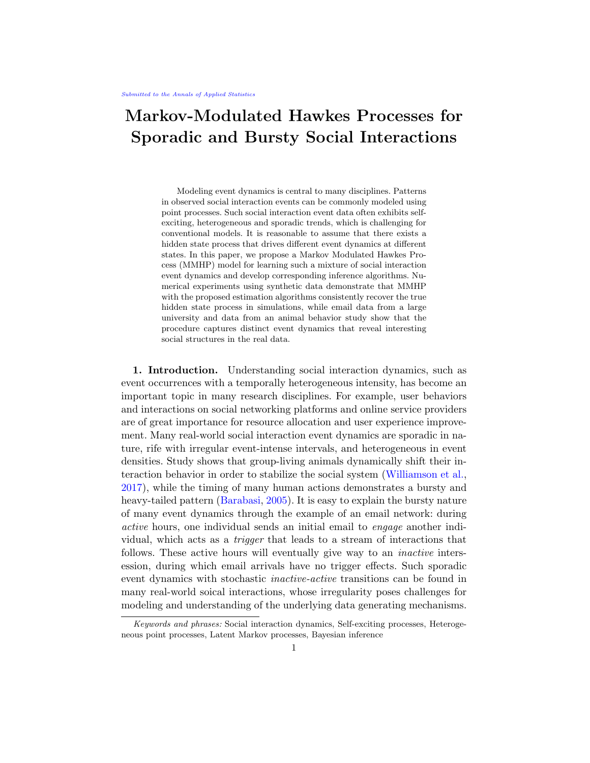Submitted to the Annals of Applied Statistics

# Markov-Modulated Hawkes Processes for Sporadic and Bursty Social Interactions

Modeling event dynamics is central to many disciplines. Patterns in observed social interaction events can be commonly modeled using point processes. Such social interaction event data often exhibits self-exciting, heterogeneous and sporadic trends, which is challenging for conventional models. It is reasonable to assume that there exists a hidden state process that drives different event dynamics at different states. In this paper, we propose a Markov Modulated Hawkes Process (MMHP) model for learning such a mixture of social interaction event dynamics and develop corresponding inference algorithms. Numerical experiments using synthetic data demonstrate that MMHP with the proposed estimation algorithms consistently recover the true hidden state process in simulations, while email data from a large university and data from an animal behavior study show that the procedure captures distinct event dynamics that reveal interesting social structures in the real data.

**1. Introduction.** Understanding social interaction dynamics, such as event occurrences with a temporally heterogeneous intensity, has become an important topic in many research disciplines. For example, user behaviors and interactions on social networking platforms and online service providers are of great importance for resource allocation and user experience improvement. Many real-world social interaction event dynamics are sporadic in nature, rife with irregular event-intense intervals, and heterogeneous in event densities. Study shows that group-living animals dynamically shift their interaction behavior in order to stabilize the social system (Williamson et al., 2017), while the timing of many human actions demonstrates a bursty and heavy-tailed pattern (Barabasi, 2005). It is easy to explain the bursty nature of many event dynamics through the example of an email network: during *active* hours, one individual sends an initial email to *engage* another individual, which acts as a *trigger* that leads to a stream of interactions that follows. These active hours will eventually give way to an *inactive* intersession, during which email arrivals have no trigger effects. Such sporadic event dynamics with stochastic *inactive-active* transitions can be found in many real-world soical interactions, whose irregularity poses challenges for modeling and understanding of the underlying data generating mechanisms.

*Keywords and phrases:* Social interaction dynamics, Self-exciting processes, Heterogeneous point processes, Latent Markov processes, Bayesian inference